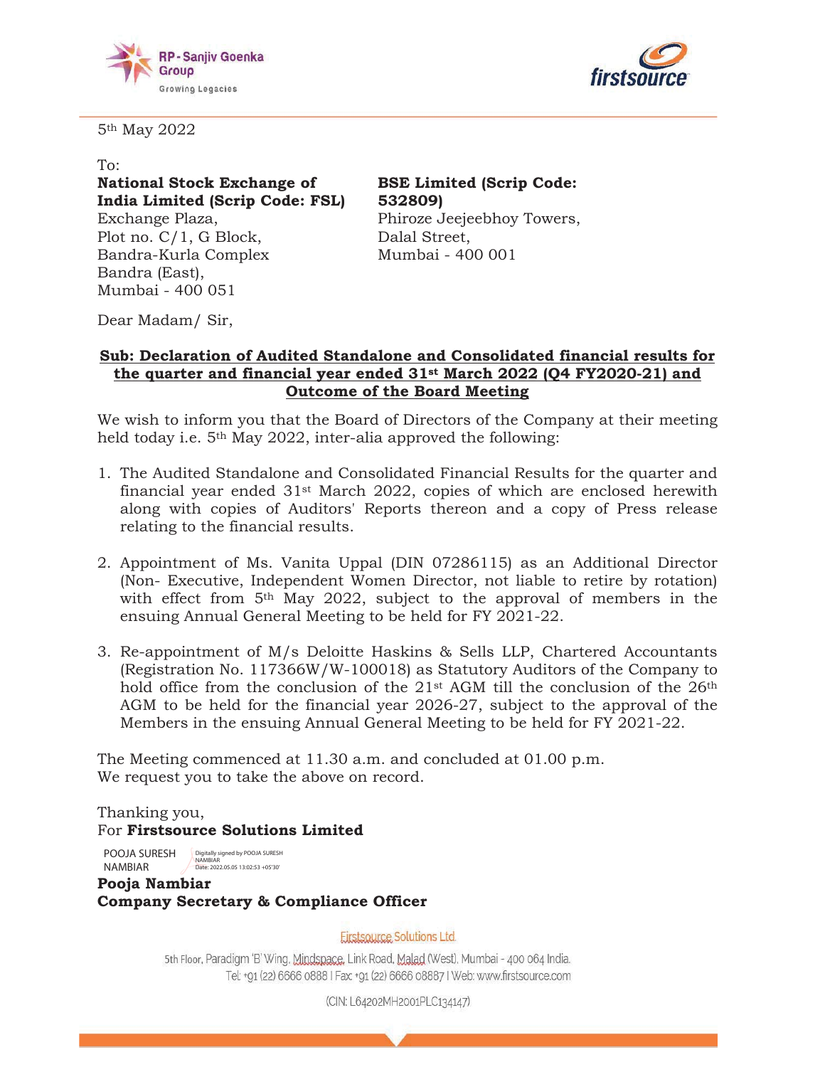5th May 2022

To:

**National Stock Exchange of India Limited (Scrip Code: FSL)**
Exchange Plaza,
Plot no. C/1, G Block,
Bandra-Kurla Complex
Bandra (East),
Mumbai - 400 051

**BSE Limited (Scrip Code: 532809)**
Phiroze Jeejeebhoy Towers,
Dalal Street,
Mumbai - 400 001

Dear Madam/ Sir,

**Sub: Declaration of Audited Standalone and Consolidated financial results for the quarter and financial year ended 31st March 2022 (Q4 FY2020-21) and Outcome of the Board Meeting**

We wish to inform you that the Board of Directors of the Company at their meeting held today i.e. 5th May 2022, inter-alia approved the following:

1. The Audited Standalone and Consolidated Financial Results for the quarter and financial year ended 31st March 2022, copies of which are enclosed herewith along with copies of Auditors' Reports thereon and a copy of Press release relating to the financial results.
2. Appointment of Ms. Vanita Uppal (DIN 07286115) as an Additional Director (Non- Executive, Independent Women Director, not liable to retire by rotation) with effect from 5th May 2022, subject to the approval of members in the ensuing Annual General Meeting to be held for FY 2021-22.
3. Re-appointment of M/s Deloitte Haskins & Sells LLP, Chartered Accountants (Registration No. 117366W/W-100018) as Statutory Auditors of the Company to hold office from the conclusion of the 21st AGM till the conclusion of the 26th AGM to be held for the financial year 2026-27, subject to the approval of the Members in the ensuing Annual General Meeting to be held for FY 2021-22.

The Meeting commenced at 11.30 a.m. and concluded at 01.00 p.m.
We request you to take the above on record.

Thanking you,
For **Firstsource Solutions Limited**

POOJA SURESH NAMBIAR
Digitally signed by POOJA SURESH NAMBIAR
Date: 2022.05.05 13:02:53 +05'30'

**Pooja Nambiar**
**Company Secretary & Compliance Officer**

Firstsource Solutions Ltd.
5th Floor, Paradigm 'B' Wing, Mindspace, Link Road, Malad (West), Mumbai - 400 064 India.
Tel: +91 (22) 6666 0888 I Fax: +91 (22) 6666 08887 I Web: www.firstsource.com
(CIN: L64202MH2001PLC134147)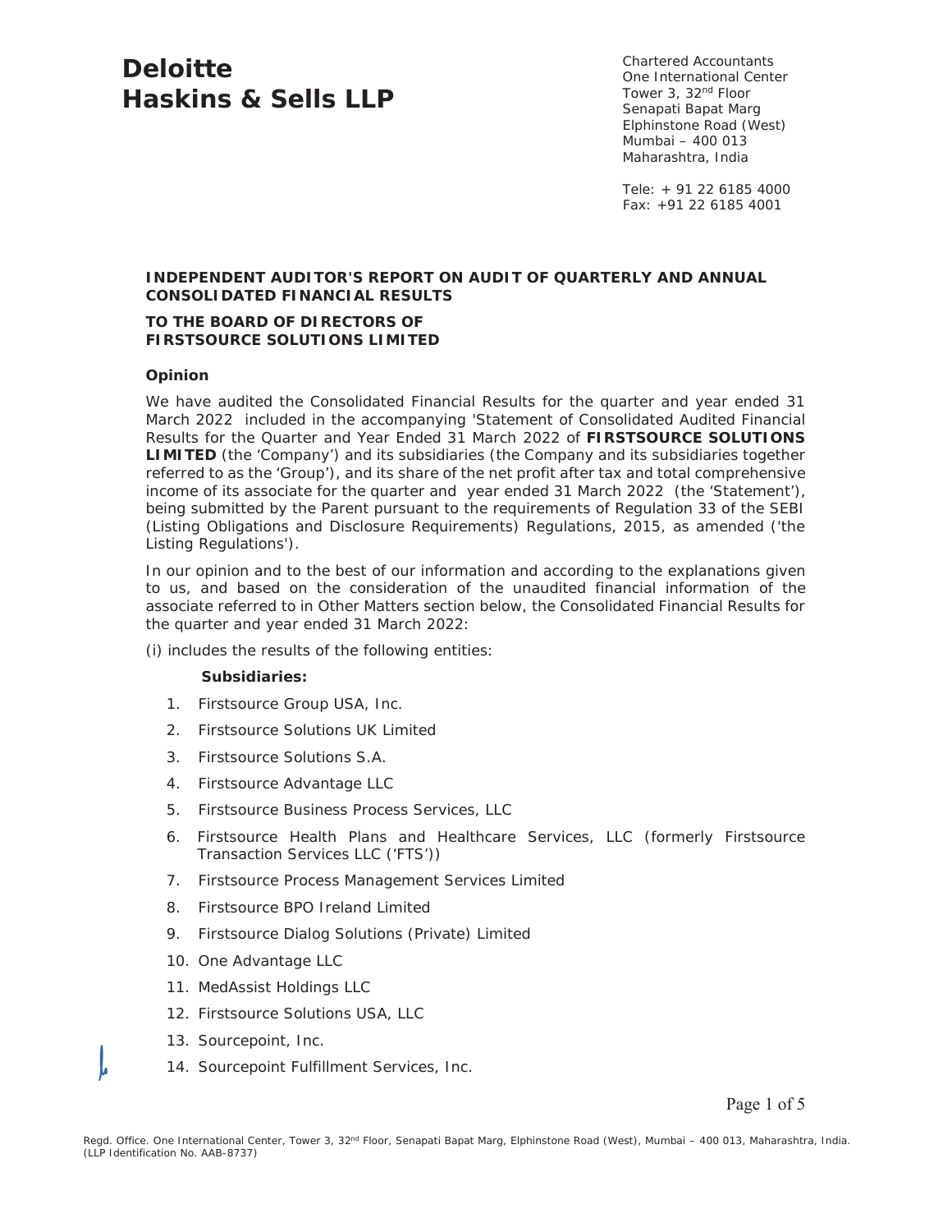# Deloitte Haskins & Sells LLP

Chartered Accountants
One International Center
Tower 3, 32nd Floor
Senapati Bapat Marg
Elphinstone Road (West)
Mumbai – 400 013
Maharashtra, India

Tele: + 91 22 6185 4000
Fax: +91 22 6185 4001

**INDEPENDENT AUDITOR'S REPORT ON AUDIT OF QUARTERLY AND ANNUAL CONSOLIDATED FINANCIAL RESULTS**

**TO THE BOARD OF DIRECTORS OF FIRSTSOURCE SOLUTIONS LIMITED**

**Opinion**

We have audited the Consolidated Financial Results for the quarter and year ended 31 March 2022 included in the accompanying 'Statement of Consolidated Audited Financial Results for the Quarter and Year Ended 31 March 2022 of **FIRSTSOURCE SOLUTIONS LIMITED** (the 'Company') and its subsidiaries (the Company and its subsidiaries together referred to as the 'Group'), and its share of the net profit after tax and total comprehensive income of its associate for the quarter and year ended 31 March 2022 (the 'Statement'), being submitted by the Parent pursuant to the requirements of Regulation 33 of the SEBI (Listing Obligations and Disclosure Requirements) Regulations, 2015, as amended ('the Listing Regulations').

In our opinion and to the best of our information and according to the explanations given to us, and based on the consideration of the unaudited financial information of the associate referred to in Other Matters section below, the Consolidated Financial Results for the quarter and year ended 31 March 2022:

(i) includes the results of the following entities:

**Subsidiaries:**

1. Firstsource Group USA, Inc.
2. Firstsource Solutions UK Limited
3. Firstsource Solutions S.A.
4. Firstsource Advantage LLC
5. Firstsource Business Process Services, LLC
6. Firstsource Health Plans and Healthcare Services, LLC (formerly Firstsource Transaction Services LLC ('FTS'))
7. Firstsource Process Management Services Limited
8. Firstsource BPO Ireland Limited
9. Firstsource Dialog Solutions (Private) Limited
10. One Advantage LLC
11. MedAssist Holdings LLC
12. Firstsource Solutions USA, LLC
13. Sourcepoint, Inc.
14. Sourcepoint Fulfillment Services, Inc.

Regd. Office. One International Center, Tower 3, 32nd Floor, Senapati Bapat Marg, Elphinstone Road (West), Mumbai – 400 013, Maharashtra, India.
(LLP Identification No. AAB-8737)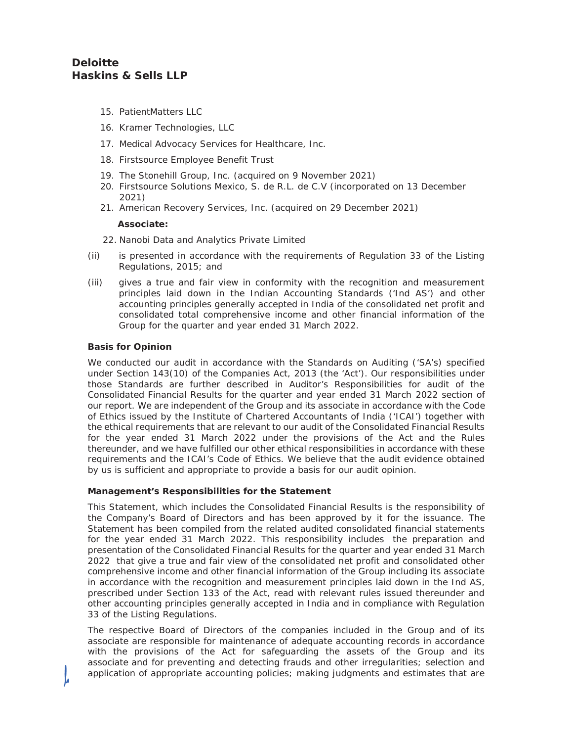15. PatientMatters LLC
16. Kramer Technologies, LLC
17. Medical Advocacy Services for Healthcare, Inc.
18. Firstsource Employee Benefit Trust
19. The Stonehill Group, Inc. (acquired on 9 November 2021)
20. Firstsource Solutions Mexico, S. de R.L. de C.V (incorporated on 13 December 2021)
21. American Recovery Services, Inc. (acquired on 29 December 2021)

**Associate:**

22. Nanobi Data and Analytics Private Limited

(ii) is presented in accordance with the requirements of Regulation 33 of the Listing Regulations, 2015; and

(iii) gives a true and fair view in conformity with the recognition and measurement principles laid down in the Indian Accounting Standards ('Ind AS') and other accounting principles generally accepted in India of the consolidated net profit and consolidated total comprehensive income and other financial information of the Group for the quarter and year ended 31 March 2022.

**Basis for Opinion**

We conducted our audit in accordance with the Standards on Auditing ('SA's) specified under Section 143(10) of the Companies Act, 2013 (the 'Act'). Our responsibilities under those Standards are further described in Auditor's Responsibilities for audit of the Consolidated Financial Results for the quarter and year ended 31 March 2022 section of our report. We are independent of the Group and its associate in accordance with the Code of Ethics issued by the Institute of Chartered Accountants of India ('ICAI') together with the ethical requirements that are relevant to our audit of the Consolidated Financial Results for the year ended 31 March 2022 under the provisions of the Act and the Rules thereunder, and we have fulfilled our other ethical responsibilities in accordance with these requirements and the ICAI's Code of Ethics. We believe that the audit evidence obtained by us is sufficient and appropriate to provide a basis for our audit opinion.

**Management's Responsibilities for the Statement**

This Statement, which includes the Consolidated Financial Results is the responsibility of the Company's Board of Directors and has been approved by it for the issuance. The Statement has been compiled from the related audited consolidated financial statements for the year ended 31 March 2022. This responsibility includes the preparation and presentation of the Consolidated Financial Results for the quarter and year ended 31 March 2022 that give a true and fair view of the consolidated net profit and consolidated other comprehensive income and other financial information of the Group including its associate in accordance with the recognition and measurement principles laid down in the Ind AS, prescribed under Section 133 of the Act, read with relevant rules issued thereunder and other accounting principles generally accepted in India and in compliance with Regulation 33 of the Listing Regulations.

The respective Board of Directors of the companies included in the Group and of its associate are responsible for maintenance of adequate accounting records in accordance with the provisions of the Act for safeguarding the assets of the Group and its associate and for preventing and detecting frauds and other irregularities; selection and application of appropriate accounting policies; making judgments and estimates that are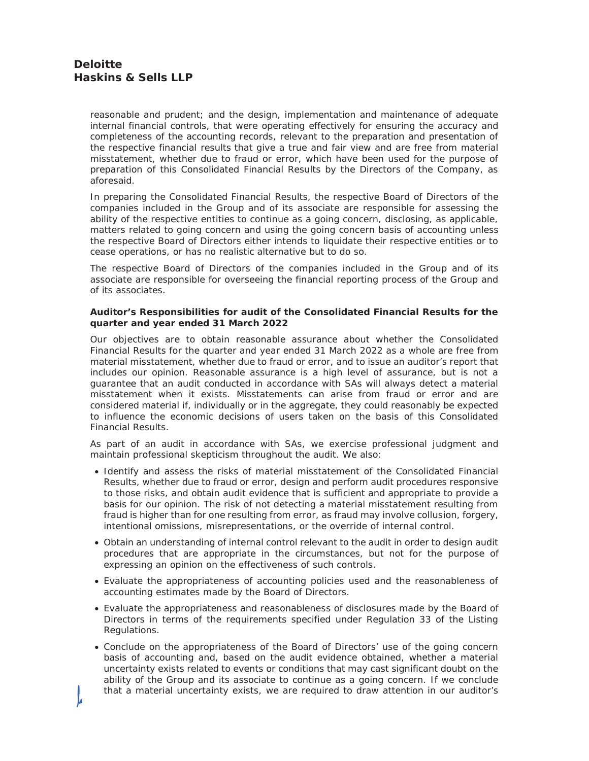reasonable and prudent; and the design, implementation and maintenance of adequate internal financial controls, that were operating effectively for ensuring the accuracy and completeness of the accounting records, relevant to the preparation and presentation of the respective financial results that give a true and fair view and are free from material misstatement, whether due to fraud or error, which have been used for the purpose of preparation of this Consolidated Financial Results by the Directors of the Company, as aforesaid.

In preparing the Consolidated Financial Results, the respective Board of Directors of the companies included in the Group and of its associate are responsible for assessing the ability of the respective entities to continue as a going concern, disclosing, as applicable, matters related to going concern and using the going concern basis of accounting unless the respective Board of Directors either intends to liquidate their respective entities or to cease operations, or has no realistic alternative but to do so.

The respective Board of Directors of the companies included in the Group and of its associate are responsible for overseeing the financial reporting process of the Group and of its associates.

**Auditor's Responsibilities for audit of the Consolidated Financial Results for the quarter and year ended 31 March 2022**

Our objectives are to obtain reasonable assurance about whether the Consolidated Financial Results for the quarter and year ended 31 March 2022 as a whole are free from material misstatement, whether due to fraud or error, and to issue an auditor's report that includes our opinion. Reasonable assurance is a high level of assurance, but is not a guarantee that an audit conducted in accordance with SAs will always detect a material misstatement when it exists. Misstatements can arise from fraud or error and are considered material if, individually or in the aggregate, they could reasonably be expected to influence the economic decisions of users taken on the basis of this Consolidated Financial Results.

As part of an audit in accordance with SAs, we exercise professional judgment and maintain professional skepticism throughout the audit. We also:

- Identify and assess the risks of material misstatement of the Consolidated Financial Results, whether due to fraud or error, design and perform audit procedures responsive to those risks, and obtain audit evidence that is sufficient and appropriate to provide a basis for our opinion. The risk of not detecting a material misstatement resulting from fraud is higher than for one resulting from error, as fraud may involve collusion, forgery, intentional omissions, misrepresentations, or the override of internal control.
- Obtain an understanding of internal control relevant to the audit in order to design audit procedures that are appropriate in the circumstances, but not for the purpose of expressing an opinion on the effectiveness of such controls.
- Evaluate the appropriateness of accounting policies used and the reasonableness of accounting estimates made by the Board of Directors.
- Evaluate the appropriateness and reasonableness of disclosures made by the Board of Directors in terms of the requirements specified under Regulation 33 of the Listing Regulations.
- Conclude on the appropriateness of the Board of Directors' use of the going concern basis of accounting and, based on the audit evidence obtained, whether a material uncertainty exists related to events or conditions that may cast significant doubt on the ability of the Group and its associate to continue as a going concern. If we conclude that a material uncertainty exists, we are required to draw attention in our auditor's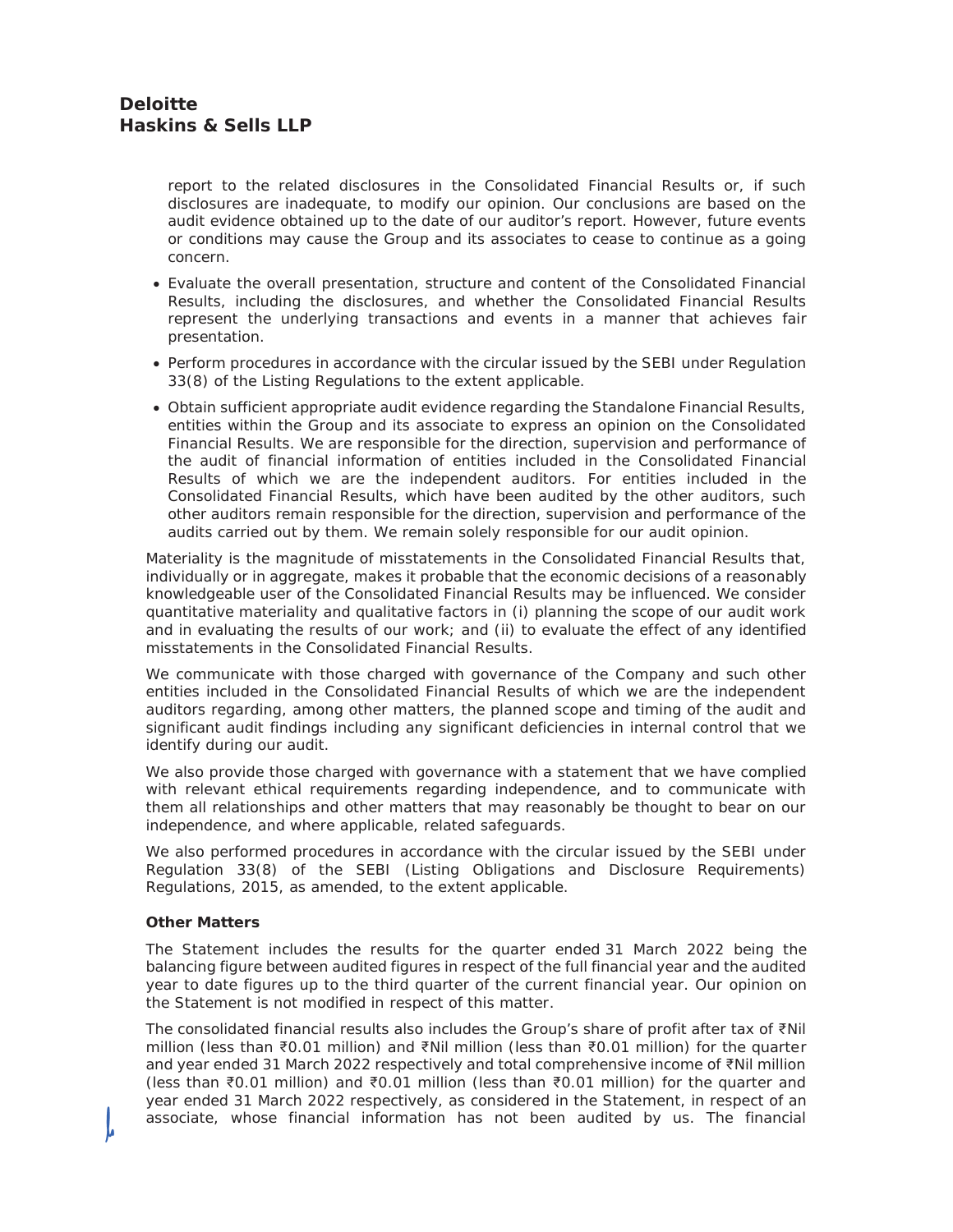report to the related disclosures in the Consolidated Financial Results or, if such disclosures are inadequate, to modify our opinion. Our conclusions are based on the audit evidence obtained up to the date of our auditor's report. However, future events or conditions may cause the Group and its associates to cease to continue as a going concern.

- Evaluate the overall presentation, structure and content of the Consolidated Financial Results, including the disclosures, and whether the Consolidated Financial Results represent the underlying transactions and events in a manner that achieves fair presentation.
- Perform procedures in accordance with the circular issued by the SEBI under Regulation 33(8) of the Listing Regulations to the extent applicable.
- Obtain sufficient appropriate audit evidence regarding the Standalone Financial Results, entities within the Group and its associate to express an opinion on the Consolidated Financial Results. We are responsible for the direction, supervision and performance of the audit of financial information of entities included in the Consolidated Financial Results of which we are the independent auditors. For entities included in the Consolidated Financial Results, which have been audited by the other auditors, such other auditors remain responsible for the direction, supervision and performance of the audits carried out by them. We remain solely responsible for our audit opinion.

Materiality is the magnitude of misstatements in the Consolidated Financial Results that, individually or in aggregate, makes it probable that the economic decisions of a reasonably knowledgeable user of the Consolidated Financial Results may be influenced. We consider quantitative materiality and qualitative factors in (i) planning the scope of our audit work and in evaluating the results of our work; and (ii) to evaluate the effect of any identified misstatements in the Consolidated Financial Results.

We communicate with those charged with governance of the Company and such other entities included in the Consolidated Financial Results of which we are the independent auditors regarding, among other matters, the planned scope and timing of the audit and significant audit findings including any significant deficiencies in internal control that we identify during our audit.

We also provide those charged with governance with a statement that we have complied with relevant ethical requirements regarding independence, and to communicate with them all relationships and other matters that may reasonably be thought to bear on our independence, and where applicable, related safeguards.

We also performed procedures in accordance with the circular issued by the SEBI under Regulation 33(8) of the SEBI (Listing Obligations and Disclosure Requirements) Regulations, 2015, as amended, to the extent applicable.

**Other Matters**

The Statement includes the results for the quarter ended 31 March 2022 being the balancing figure between audited figures in respect of the full financial year and the audited year to date figures up to the third quarter of the current financial year. Our opinion on the Statement is not modified in respect of this matter.

The consolidated financial results also includes the Group's share of profit after tax of ₹Nil million (less than ₹0.01 million) and ₹Nil million (less than ₹0.01 million) for the quarter and year ended 31 March 2022 respectively and total comprehensive income of ₹Nil million (less than ₹0.01 million) and ₹0.01 million (less than ₹0.01 million) for the quarter and year ended 31 March 2022 respectively, as considered in the Statement, in respect of an associate, whose financial information has not been audited by us. The financial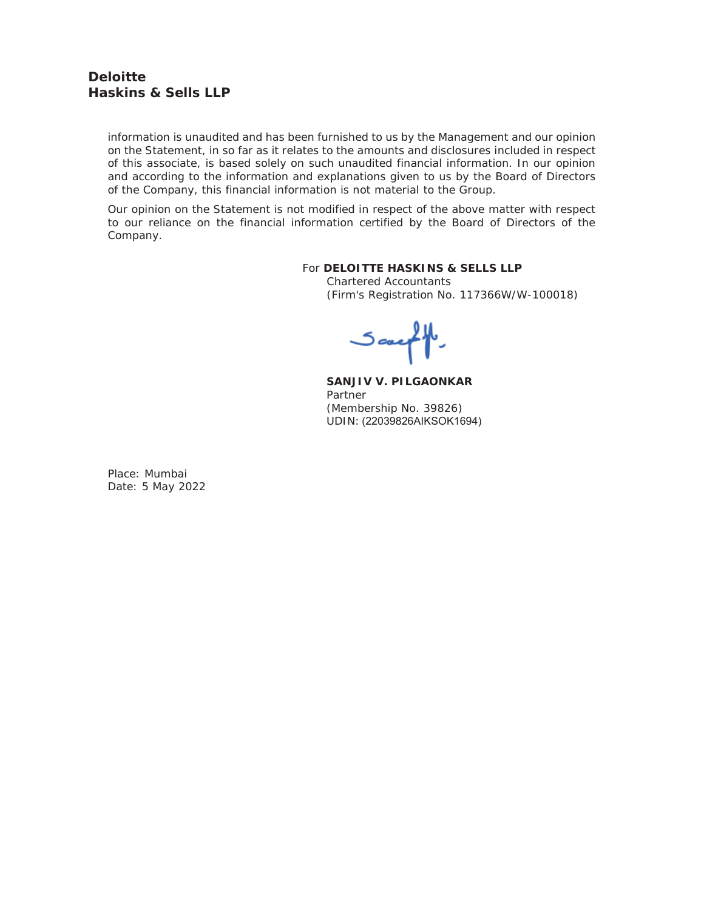**Deloitte**
**Haskins & Sells LLP**

information is unaudited and has been furnished to us by the Management and our opinion on the Statement, in so far as it relates to the amounts and disclosures included in respect of this associate, is based solely on such unaudited financial information. In our opinion and according to the information and explanations given to us by the Board of Directors of the Company, this financial information is not material to the Group.

Our opinion on the Statement is not modified in respect of the above matter with respect to our reliance on the financial information certified by the Board of Directors of the Company.

For **DELOITTE HASKINS & SELLS LLP**
Chartered Accountants
(Firm's Registration No. 117366W/W-100018)

**SANJIV V. PILGAONKAR**
Partner
(Membership No. 39826)
UDIN: (22039826AIKSOK1694)

Place: Mumbai
Date: 5 May 2022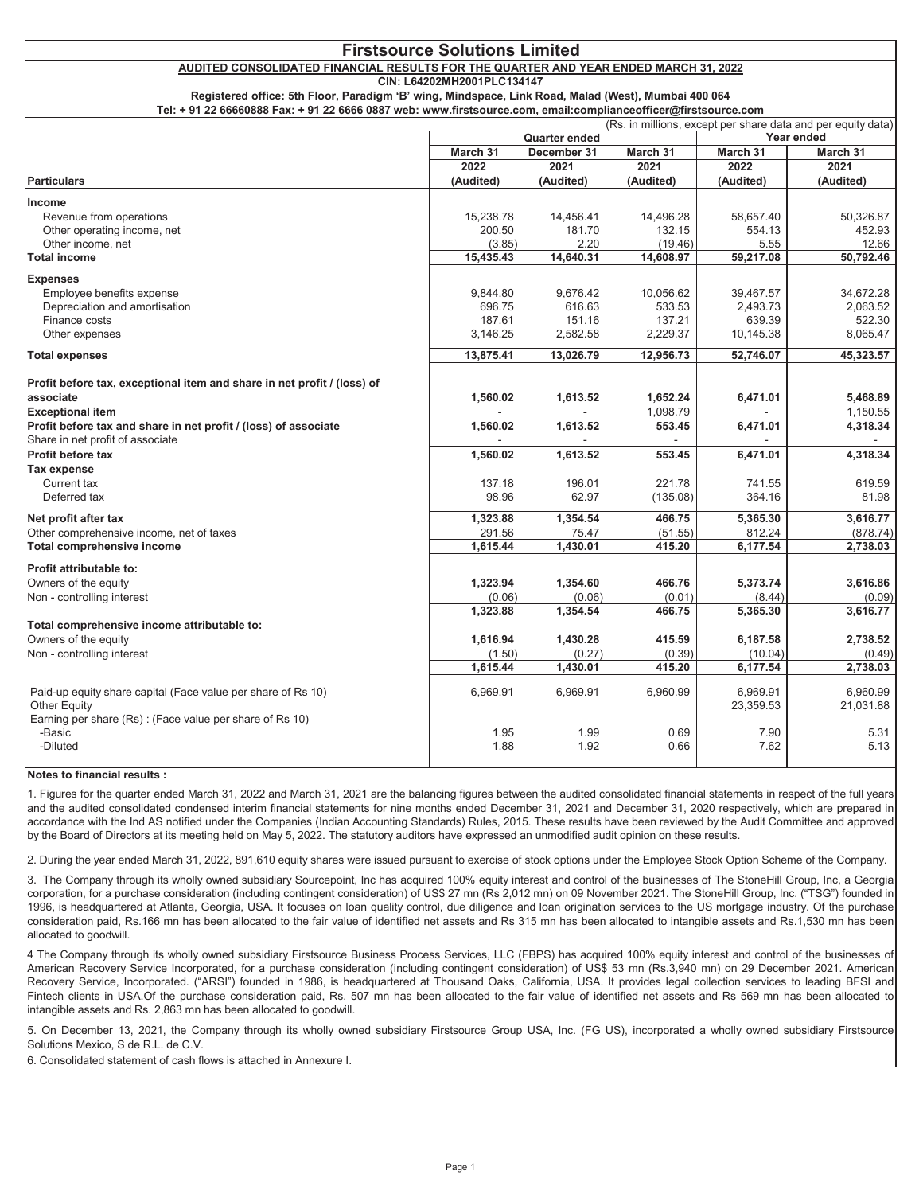# Firstsource Solutions Limited

**AUDITED CONSOLIDATED FINANCIAL RESULTS FOR THE QUARTER AND YEAR ENDED MARCH 31, 2022**

**CIN: L64202MH2001PLC134147**

**Registered office: 5th Floor, Paradigm 'B' wing, Mindspace, Link Road, Malad (West), Mumbai 400 064**

**Tel: + 91 22 66660888 Fax: + 91 22 6666 0887 web: www.firstsource.com, email:complianceofficer@firstsource.com**

(Rs. in millions, except per share data and per equity data)

| Particulars | Quarter ended | | | Year ended | |
|---|---|---|---|---|---|
| | March 31 2022 (Audited) | December 31 2021 (Audited) | March 31 2021 (Audited) | March 31 2022 (Audited) | March 31 2021 (Audited) |
| **Income** | | | | | |
| Revenue from operations | 15,238.78 | 14,456.41 | 14,496.28 | 58,657.40 | 50,326.87 |
| Other operating income, net | 200.50 | 181.70 | 132.15 | 554.13 | 452.93 |
| Other income, net | (3.85) | 2.20 | (19.46) | 5.55 | 12.66 |
| **Total income** | **15,435.43** | **14,640.31** | **14,608.97** | **59,217.08** | **50,792.46** |
| **Expenses** | | | | | |
| Employee benefits expense | 9,844.80 | 9,676.42 | 10,056.62 | 39,467.57 | 34,672.28 |
| Depreciation and amortisation | 696.75 | 616.63 | 533.53 | 2,493.73 | 2,063.52 |
| Finance costs | 187.61 | 151.16 | 137.21 | 639.39 | 522.30 |
| Other expenses | 3,146.25 | 2,582.58 | 2,229.37 | 10,145.38 | 8,065.47 |
| **Total expenses** | **13,875.41** | **13,026.79** | **12,956.73** | **52,746.07** | **45,323.57** |
| **Profit before tax, exceptional item and share in net profit / (loss) of associate** | **1,560.02** | **1,613.52** | **1,652.24** | **6,471.01** | **5,468.89** |
| **Exceptional item** | - | - | 1,098.79 | - | 1,150.55 |
| **Profit before tax and share in net profit / (loss) of associate** | **1,560.02** | **1,613.52** | **553.45** | **6,471.01** | **4,318.34** |
| Share in net profit of associate | - | - | - | - | - |
| **Profit before tax** | **1,560.02** | **1,613.52** | **553.45** | **6,471.01** | **4,318.34** |
| **Tax expense** | | | | | |
| Current tax | 137.18 | 196.01 | 221.78 | 741.55 | 619.59 |
| Deferred tax | 98.96 | 62.97 | (135.08) | 364.16 | 81.98 |
| **Net profit after tax** | **1,323.88** | **1,354.54** | **466.75** | **5,365.30** | **3,616.77** |
| Other comprehensive income, net of taxes | 291.56 | 75.47 | (51.55) | 812.24 | (878.74) |
| **Total comprehensive income** | **1,615.44** | **1,430.01** | **415.20** | **6,177.54** | **2,738.03** |
| **Profit attributable to:** | | | | | |
| Owners of the equity | 1,323.94 | 1,354.60 | 466.76 | 5,373.74 | 3,616.86 |
| Non - controlling interest | (0.06) | (0.06) | (0.01) | (8.44) | (0.09) |
| | 1,323.88 | 1,354.54 | 466.75 | 5,365.30 | 3,616.77 |
| **Total comprehensive income attributable to:** | | | | | |
| Owners of the equity | 1,616.94 | 1,430.28 | 415.59 | 6,187.58 | 2,738.52 |
| Non - controlling interest | (1.50) | (0.27) | (0.39) | (10.04) | (0.49) |
| | 1,615.44 | 1,430.01 | 415.20 | 6,177.54 | 2,738.03 |
| Paid-up equity share capital (Face value per share of Rs 10) | 6,969.91 | 6,969.91 | 6,960.99 | 6,969.91 | 6,960.99 |
| Other Equity | | | | 23,359.53 | 21,031.88 |
| Earning per share (Rs) : (Face value per share of Rs 10) | | | | | |
| -Basic | 1.95 | 1.99 | 0.69 | 7.90 | 5.31 |
| -Diluted | 1.88 | 1.92 | 0.66 | 7.62 | 5.13 |

**Notes to financial results :**

1. Figures for the quarter ended March 31, 2022 and March 31, 2021 are the balancing figures between the audited consolidated financial statements in respect of the full years and the audited consolidated condensed interim financial statements for nine months ended December 31, 2021 and December 31, 2020 respectively, which are prepared in accordance with the Ind AS notified under the Companies (Indian Accounting Standards) Rules, 2015. These results have been reviewed by the Audit Committee and approved by the Board of Directors at its meeting held on May 5, 2022. The statutory auditors have expressed an unmodified audit opinion on these results.

2. During the year ended March 31, 2022, 891,610 equity shares were issued pursuant to exercise of stock options under the Employee Stock Option Scheme of the Company.

3. The Company through its wholly owned subsidiary Sourcepoint, Inc has acquired 100% equity interest and control of the businesses of The StoneHill Group, Inc, a Georgia corporation, for a purchase consideration (including contingent consideration) of US$ 27 mn (Rs 2,012 mn) on 09 November 2021. The StoneHill Group, Inc. ("TSG") founded in 1996, is headquartered at Atlanta, Georgia, USA. It focuses on loan quality control, due diligence and loan origination services to the US mortgage industry. Of the purchase consideration paid, Rs.166 mn has been allocated to the fair value of identified net assets and Rs 315 mn has been allocated to intangible assets and Rs.1,530 mn has been allocated to goodwill.

4 The Company through its wholly owned subsidiary Firstsource Business Process Services, LLC (FBPS) has acquired 100% equity interest and control of the businesses of American Recovery Service Incorporated, for a purchase consideration (including contingent consideration) of US$ 53 mn (Rs.3,940 mn) on 29 December 2021. American Recovery Service, Incorporated. ("ARSI") founded in 1986, is headquartered at Thousand Oaks, California, USA. It provides legal collection services to leading BFSI and Fintech clients in USA.Of the purchase consideration paid, Rs. 507 mn has been allocated to the fair value of identified net assets and Rs 569 mn has been allocated to intangible assets and Rs. 2,863 mn has been allocated to goodwill.

5. On December 13, 2021, the Company through its wholly owned subsidiary Firstsource Group USA, Inc. (FG US), incorporated a wholly owned subsidiary Firstsource Solutions Mexico, S de R.L. de C.V.

6. Consolidated statement of cash flows is attached in Annexure I.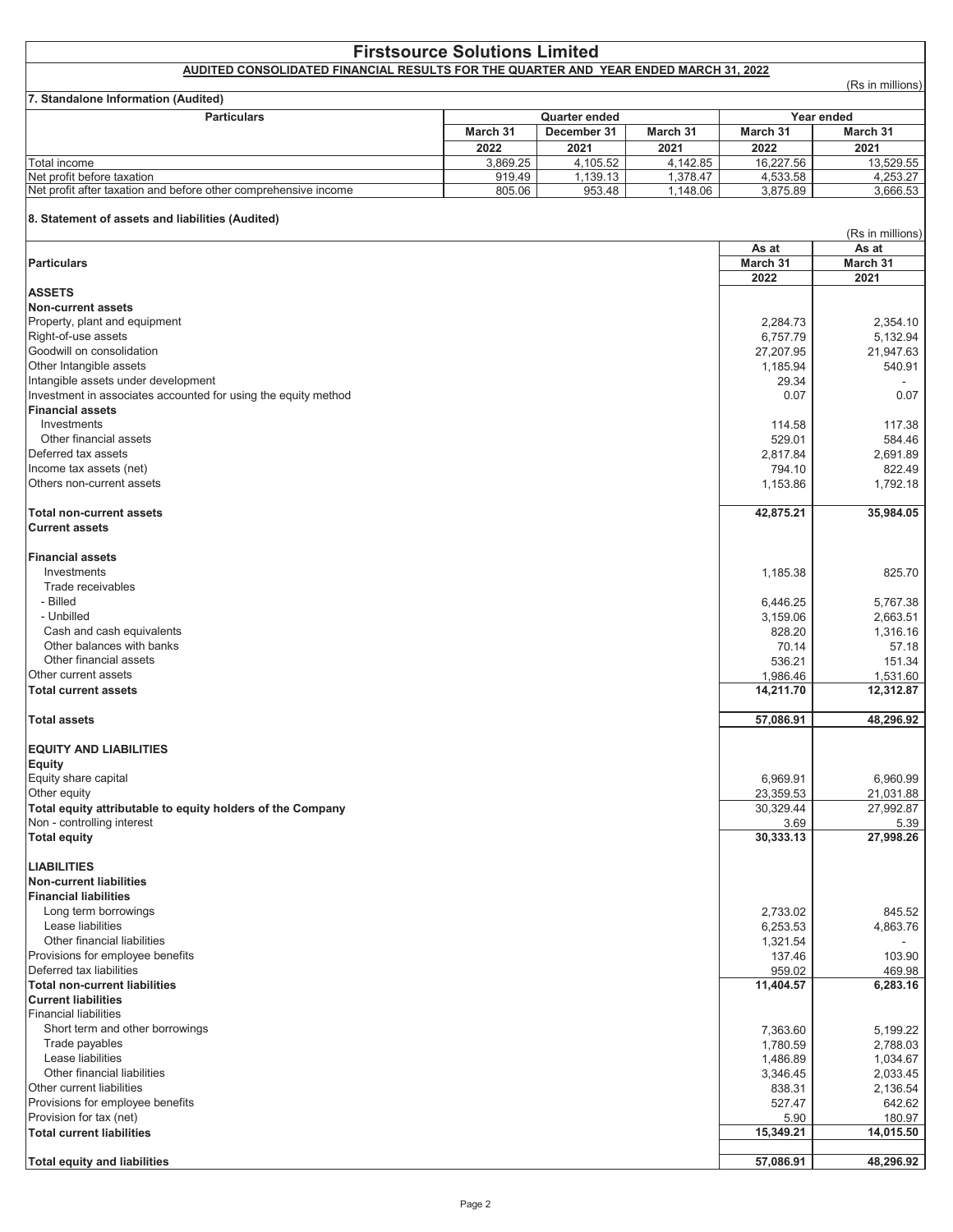# Firstsource Solutions Limited

## AUDITED CONSOLIDATED FINANCIAL RESULTS FOR THE QUARTER AND YEAR ENDED MARCH 31, 2022

(Rs in millions)

### 7. Standalone Information (Audited)

| Particulars | Quarter ended | | | Year ended | |
|---|---|---|---|---|---|
| | March 31 | December 31 | March 31 | March 31 | March 31 |
| | 2022 | 2021 | 2021 | 2022 | 2021 |
| Total income | 3,869.25 | 4,105.52 | 4,142.85 | 16,227.56 | 13,529.55 |
| Net profit before taxation | 919.49 | 1,139.13 | 1,378.47 | 4,533.58 | 4,253.27 |
| Net profit after taxation and before other comprehensive income | 805.06 | 953.48 | 1,148.06 | 3,875.89 | 3,666.53 |

### 8. Statement of assets and liabilities (Audited)

(Rs in millions)

| Particulars | As at March 31 2022 | As at March 31 2021 |
|---|---|---|
| **ASSETS** | | |
| **Non-current assets** | | |
| Property, plant and equipment | 2,284.73 | 2,354.10 |
| Right-of-use assets | 6,757.79 | 5,132.94 |
| Goodwill on consolidation | 27,207.95 | 21,947.63 |
| Other Intangible assets | 1,185.94 | 540.91 |
| Intangible assets under development | 29.34 | - |
| Investment in associates accounted for using the equity method | 0.07 | 0.07 |
| **Financial assets** | | |
| Investments | 114.58 | 117.38 |
| Other financial assets | 529.01 | 584.46 |
| Deferred tax assets | 2,817.84 | 2,691.89 |
| Income tax assets (net) | 794.10 | 822.49 |
| Others non-current assets | 1,153.86 | 1,792.18 |
| **Total non-current assets** | **42,875.21** | **35,984.05** |
| **Current assets** | | |
| **Financial assets** | | |
| Investments | 1,185.38 | 825.70 |
| Trade receivables | | |
| - Billed | 6,446.25 | 5,767.38 |
| - Unbilled | 3,159.06 | 2,663.51 |
| Cash and cash equivalents | 828.20 | 1,316.16 |
| Other balances with banks | 70.14 | 57.18 |
| Other financial assets | 536.21 | 151.34 |
| Other current assets | 1,986.46 | 1,531.60 |
| **Total current assets** | **14,211.70** | **12,312.87** |
| **Total assets** | **57,086.91** | **48,296.92** |
| **EQUITY AND LIABILITIES** | | |
| **Equity** | | |
| Equity share capital | 6,969.91 | 6,960.99 |
| Other equity | 23,359.53 | 21,031.88 |
| **Total equity attributable to equity holders of the Company** | 30,329.44 | 27,992.87 |
| Non - controlling interest | 3.69 | 5.39 |
| **Total equity** | **30,333.13** | **27,998.26** |
| **LIABILITIES** | | |
| **Non-current liabilities** | | |
| **Financial liabilities** | | |
| Long term borrowings | 2,733.02 | 845.52 |
| Lease liabilities | 6,253.53 | 4,863.76 |
| Other financial liabilities | 1,321.54 | - |
| Provisions for employee benefits | 137.46 | 103.90 |
| Deferred tax liabilities | 959.02 | 469.98 |
| **Total non-current liabilities** | **11,404.57** | **6,283.16** |
| **Current liabilities** | | |
| Financial liabilities | | |
| Short term and other borrowings | 7,363.60 | 5,199.22 |
| Trade payables | 1,780.59 | 2,788.03 |
| Lease liabilities | 1,486.89 | 1,034.67 |
| Other financial liabilities | 3,346.45 | 2,033.45 |
| Other current liabilities | 838.31 | 2,136.54 |
| Provisions for employee benefits | 527.47 | 642.62 |
| Provision for tax (net) | 5.90 | 180.97 |
| **Total current liabilities** | **15,349.21** | **14,015.50** |
| **Total equity and liabilities** | **57,086.91** | **48,296.92** |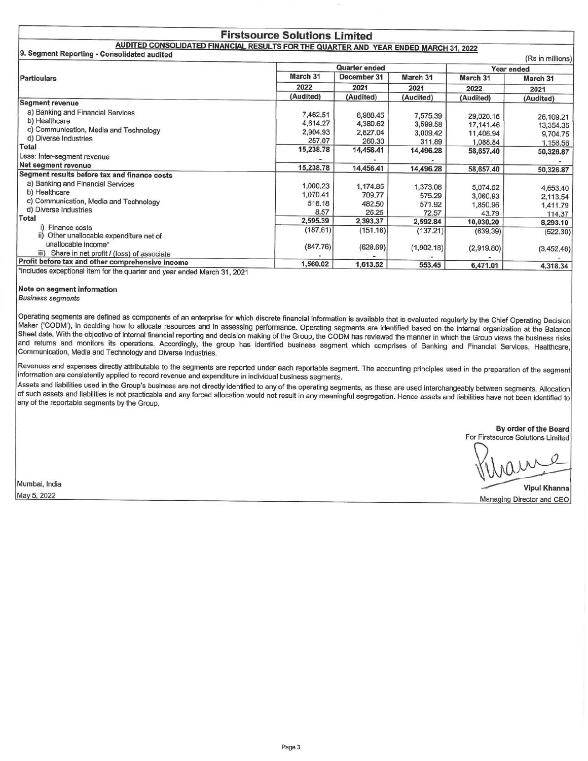# Firstsource Solutions Limited

## AUDITED CONSOLIDATED FINANCIAL RESULTS FOR THE QUARTER AND YEAR ENDED MARCH 31, 2022

### 9. Segment Reporting - Consolidated audited

(Rs in millions)

| Particulars | Quarter ended | | | Year ended | |
|---|---|---|---|---|---|
| | March 31 | December 31 | March 31 | March 31 | March 31 |
| | 2022 | 2021 | 2021 | 2022 | 2021 |
| | (Audited) | (Audited) | (Audited) | (Audited) | (Audited) |
| **Segment revenue** | | | | | |
| a) Banking and Financial Services | 7,462.51 | 6,988.45 | 7,575.39 | 29,020.16 | 26,109.21 |
| b) Healthcare | 4,614.27 | 4,380.62 | 3,599.58 | 17,141.46 | 13,354.35 |
| c) Communication, Media and Technology | 2,904.93 | 2,827.04 | 3,009.42 | 11,406.94 | 9,704.75 |
| d) Diverse Industries | 257.07 | 260.30 | 311.89 | 1,088.84 | 1,158.56 |
| **Total** | 15,238.78 | 14,456.41 | 14,496.28 | 58,657.40 | 50,326.87 |
| Less: Inter-segment revenue | - | - | - | - | - |
| **Net segment revenue** | 15,238.78 | 14,456.41 | 14,496.28 | 58,657.40 | 50,326.87 |
| **Segment results before tax and finance costs** | | | | | |
| a) Banking and Financial Services | 1,000.23 | 1,174.85 | 1,373.06 | 5,074.52 | 4,653.40 |
| b) Healthcare | 1,070.41 | 709.77 | 575.29 | 3,060.93 | 2,113.54 |
| c) Communication, Media and Technology | 516.18 | 482.50 | 571.92 | 1,850.96 | 1,411.79 |
| d) Diverse Industries | 8.57 | 26.25 | 72.57 | 43.79 | 114.37 |
| **Total** | 2,595.39 | 2,393.37 | 2,592.84 | 10,030.20 | 8,293.10 |
| i) Finance costs | (187.61) | (151.16) | (137.21) | (639.39) | (522.30) |
| ii) Other unallocable expenditure net of unallocable income* | (847.76) | (628.69) | (1,902.18) | (2,919.80) | (3,452.46) |
| iii) Share in net profit / (loss) of associate | - | - | - | - | - |
| **Profit before tax and other comprehensive income** | 1,560.02 | 1,613.52 | 553.45 | 6,471.01 | 4,318.34 |

*includes exceptional item for the quarter and year ended March 31, 2021

**Note on segment information**

*Business segments*

Operating segments are defined as components of an enterprise for which discrete financial information is available that is evaluated regularly by the Chief Operating Decision Maker ('CODM'), in deciding how to allocate resources and in assessing performance. Operating segments are identified based on the internal organization at the Balance Sheet date. With the objective of internal financial reporting and decision making of the Group, the CODM has reviewed the manner in which the Group views the business risks and returns and monitors its operations. Accordingly, the group has identified business segment which comprises of Banking and Financial Services, Healthcare, Communication, Media and Technology and Diverse Industries.

Revenues and expenses directly attributable to the segments are reported under each reportable segment. The accounting principles used in the preparation of the segment information are consistently applied to record revenue and expenditure in individual business segments.

Assets and liabilities used in the Group's business are not directly identified to any of the operating segments, as these are used interchangeably between segments. Allocation of such assets and liabilities is not practicable and any forced allocation would not result in any meaningful segregation. Hence assets and liabilities have not been identified to any of the reportable segments by the Group.

**By order of the Board**
For Firstsource Solutions Limited

**Vipul Khanna**
Managing Director and CEO

Mumbai, India
May 5, 2022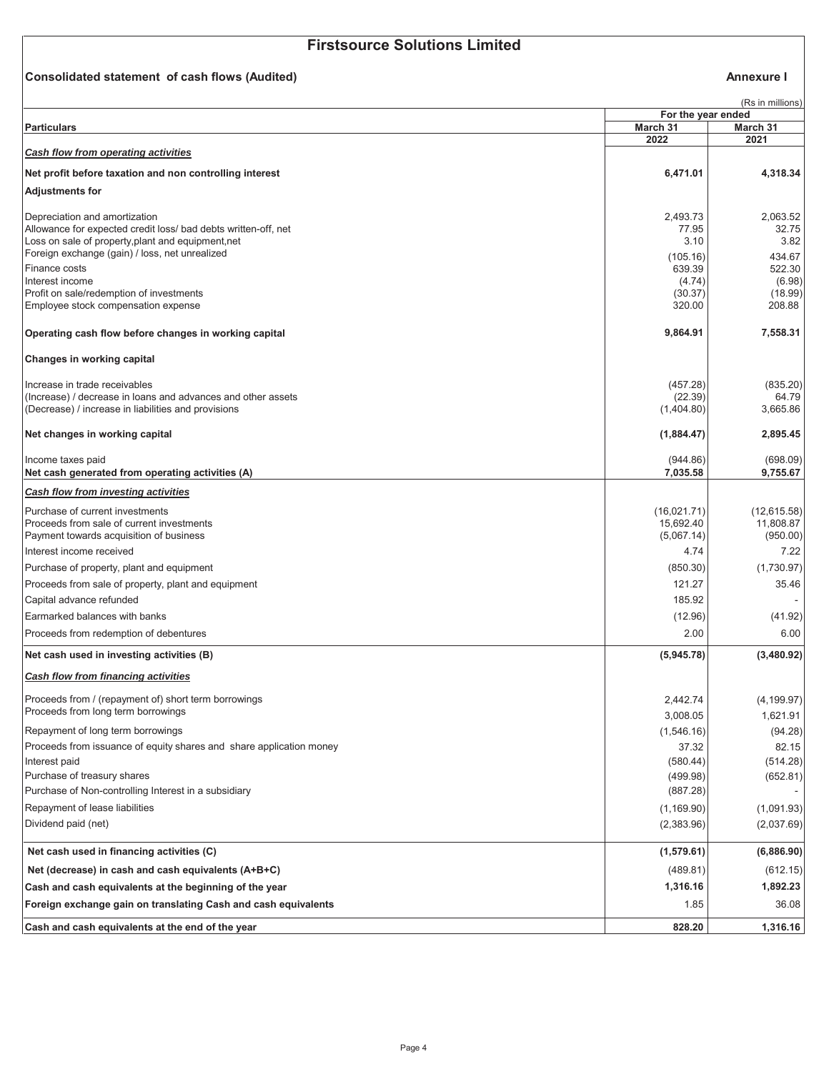# Firstsource Solutions Limited

**Consolidated statement of cash flows (Audited)** **Annexure I**

(Rs in millions)

| Particulars | For the year ended March 31 2022 | March 31 2021 |
|---|---|---|
| ***Cash flow from operating activities*** | | |
| **Net profit before taxation and non controlling interest** | **6,471.01** | **4,318.34** |
| **Adjustments for** | | |
| Depreciation and amortization | 2,493.73 | 2,063.52 |
| Allowance for expected credit loss/ bad debts written-off, net | 77.95 | 32.75 |
| Loss on sale of property,plant and equipment,net | 3.10 | 3.82 |
| Foreign exchange (gain) / loss, net unrealized | (105.16) | 434.67 |
| Finance costs | 639.39 | 522.30 |
| Interest income | (4.74) | (6.98) |
| Profit on sale/redemption of investments | (30.37) | (18.99) |
| Employee stock compensation expense | 320.00 | 208.88 |
| **Operating cash flow before changes in working capital** | **9,864.91** | **7,558.31** |
| **Changes in working capital** | | |
| Increase in trade receivables | (457.28) | (835.20) |
| (Increase) / decrease in loans and advances and other assets | (22.39) | 64.79 |
| (Decrease) / increase in liabilities and provisions | (1,404.80) | 3,665.86 |
| **Net changes in working capital** | **(1,884.47)** | **2,895.45** |
| Income taxes paid | (944.86) | (698.09) |
| **Net cash generated from operating activities (A)** | **7,035.58** | **9,755.67** |
| ***Cash flow from investing activities*** | | |
| Purchase of current investments | (16,021.71) | (12,615.58) |
| Proceeds from sale of current investments | 15,692.40 | 11,808.87 |
| Payment towards acquisition of business | (5,067.14) | (950.00) |
| Interest income received | 4.74 | 7.22 |
| Purchase of property, plant and equipment | (850.30) | (1,730.97) |
| Proceeds from sale of property, plant and equipment | 121.27 | 35.46 |
| Capital advance refunded | 185.92 | - |
| Earmarked balances with banks | (12.96) | (41.92) |
| Proceeds from redemption of debentures | 2.00 | 6.00 |
| **Net cash used in investing activities (B)** | **(5,945.78)** | **(3,480.92)** |
| ***Cash flow from financing activities*** | | |
| Proceeds from / (repayment of) short term borrowings | 2,442.74 | (4,199.97) |
| Proceeds from long term borrowings | 3,008.05 | 1,621.91 |
| Repayment of long term borrowings | (1,546.16) | (94.28) |
| Proceeds from issuance of equity shares and share application money | 37.32 | 82.15 |
| Interest paid | (580.44) | (514.28) |
| Purchase of treasury shares | (499.98) | (652.81) |
| Purchase of Non-controlling Interest in a subsidiary | (887.28) | - |
| Repayment of lease liabilities | (1,169.90) | (1,091.93) |
| Dividend paid (net) | (2,383.96) | (2,037.69) |
| **Net cash used in financing activities (C)** | **(1,579.61)** | **(6,886.90)** |
| **Net (decrease) in cash and cash equivalents (A+B+C)** | (489.81) | (612.15) |
| **Cash and cash equivalents at the beginning of the year** | **1,316.16** | **1,892.23** |
| **Foreign exchange gain on translating Cash and cash equivalents** | 1.85 | 36.08 |
| **Cash and cash equivalents at the end of the year** | **828.20** | **1,316.16** |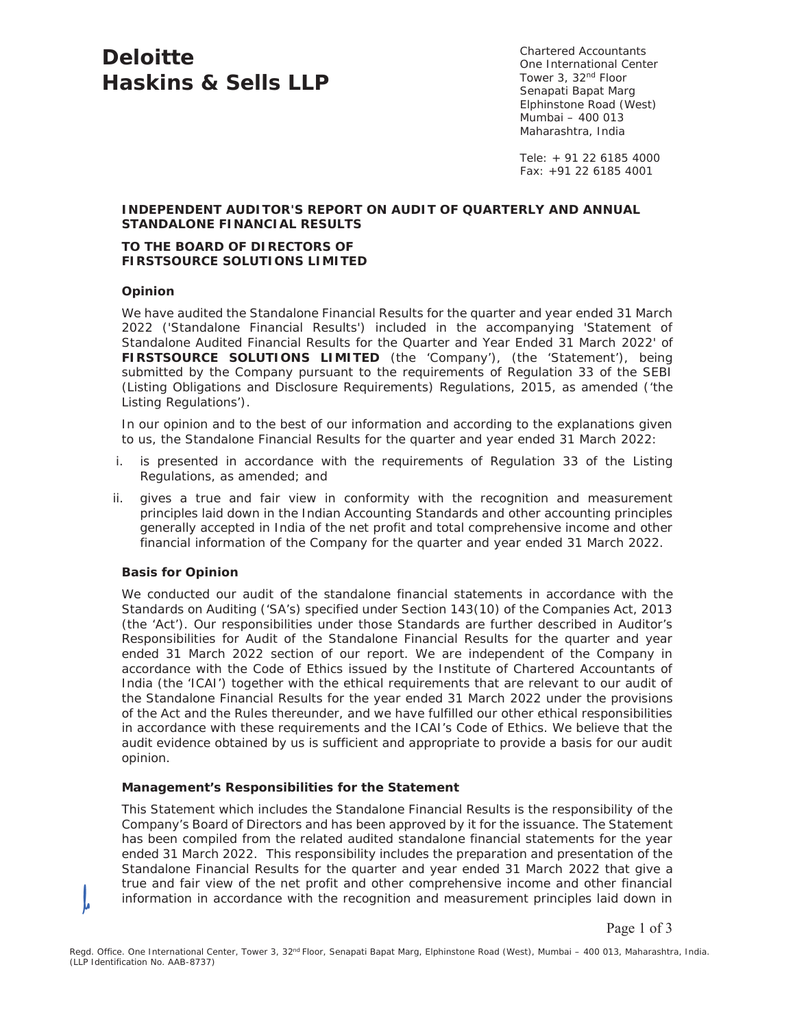# Deloitte Haskins & Sells LLP

Chartered Accountants
One International Center
Tower 3, 32nd Floor
Senapati Bapat Marg
Elphinstone Road (West)
Mumbai – 400 013
Maharashtra, India

Tele: + 91 22 6185 4000
Fax: +91 22 6185 4001

## INDEPENDENT AUDITOR'S REPORT ON AUDIT OF QUARTERLY AND ANNUAL STANDALONE FINANCIAL RESULTS

**TO THE BOARD OF DIRECTORS OF FIRSTSOURCE SOLUTIONS LIMITED**

### Opinion

We have audited the Standalone Financial Results for the quarter and year ended 31 March 2022 ('Standalone Financial Results') included in the accompanying 'Statement of Standalone Audited Financial Results for the Quarter and Year Ended 31 March 2022' of **FIRSTSOURCE SOLUTIONS LIMITED** (the 'Company'), (the 'Statement'), being submitted by the Company pursuant to the requirements of Regulation 33 of the SEBI (Listing Obligations and Disclosure Requirements) Regulations, 2015, as amended ('the Listing Regulations').

In our opinion and to the best of our information and according to the explanations given to us, the Standalone Financial Results for the quarter and year ended 31 March 2022:

i. is presented in accordance with the requirements of Regulation 33 of the Listing Regulations, as amended; and

ii. gives a true and fair view in conformity with the recognition and measurement principles laid down in the Indian Accounting Standards and other accounting principles generally accepted in India of the net profit and total comprehensive income and other financial information of the Company for the quarter and year ended 31 March 2022.

### Basis for Opinion

We conducted our audit of the standalone financial statements in accordance with the Standards on Auditing ('SA's) specified under Section 143(10) of the Companies Act, 2013 (the 'Act'). Our responsibilities under those Standards are further described in Auditor's Responsibilities for Audit of the Standalone Financial Results for the quarter and year ended 31 March 2022 section of our report. We are independent of the Company in accordance with the Code of Ethics issued by the Institute of Chartered Accountants of India (the 'ICAI') together with the ethical requirements that are relevant to our audit of the Standalone Financial Results for the year ended 31 March 2022 under the provisions of the Act and the Rules thereunder, and we have fulfilled our other ethical responsibilities in accordance with these requirements and the ICAI's Code of Ethics. We believe that the audit evidence obtained by us is sufficient and appropriate to provide a basis for our audit opinion.

### Management's Responsibilities for the Statement

This Statement which includes the Standalone Financial Results is the responsibility of the Company's Board of Directors and has been approved by it for the issuance. The Statement has been compiled from the related audited standalone financial statements for the year ended 31 March 2022. This responsibility includes the preparation and presentation of the Standalone Financial Results for the quarter and year ended 31 March 2022 that give a true and fair view of the net profit and other comprehensive income and other financial information in accordance with the recognition and measurement principles laid down in

Regd. Office. One International Center, Tower 3, 32nd Floor, Senapati Bapat Marg, Elphinstone Road (West), Mumbai – 400 013, Maharashtra, India.
(LLP Identification No. AAB-8737)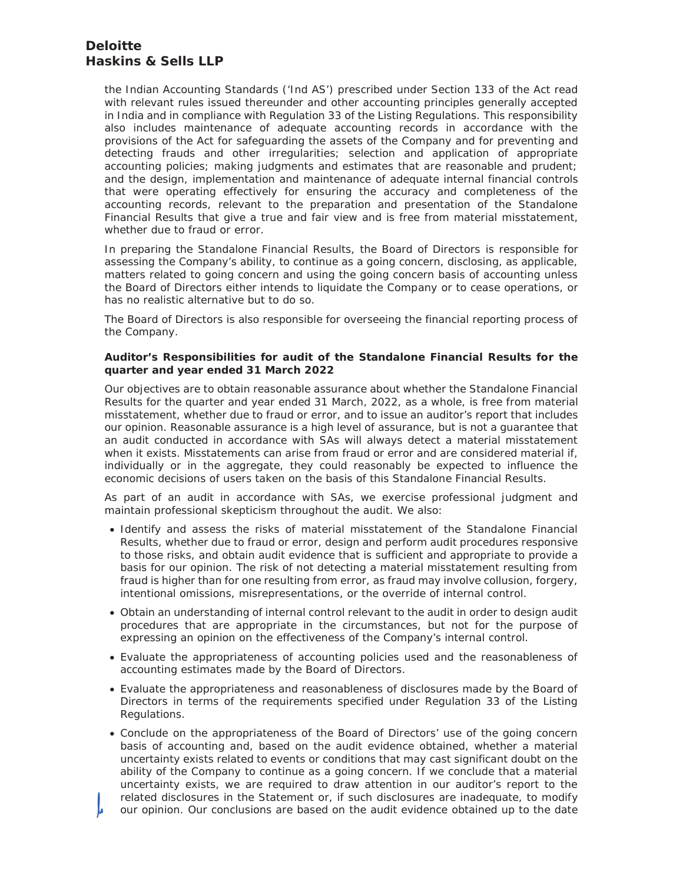the Indian Accounting Standards ('Ind AS') prescribed under Section 133 of the Act read with relevant rules issued thereunder and other accounting principles generally accepted in India and in compliance with Regulation 33 of the Listing Regulations. This responsibility also includes maintenance of adequate accounting records in accordance with the provisions of the Act for safeguarding the assets of the Company and for preventing and detecting frauds and other irregularities; selection and application of appropriate accounting policies; making judgments and estimates that are reasonable and prudent; and the design, implementation and maintenance of adequate internal financial controls that were operating effectively for ensuring the accuracy and completeness of the accounting records, relevant to the preparation and presentation of the Standalone Financial Results that give a true and fair view and is free from material misstatement, whether due to fraud or error.

In preparing the Standalone Financial Results, the Board of Directors is responsible for assessing the Company's ability, to continue as a going concern, disclosing, as applicable, matters related to going concern and using the going concern basis of accounting unless the Board of Directors either intends to liquidate the Company or to cease operations, or has no realistic alternative but to do so.

The Board of Directors is also responsible for overseeing the financial reporting process of the Company.

**Auditor's Responsibilities for audit of the Standalone Financial Results for the quarter and year ended 31 March 2022**

Our objectives are to obtain reasonable assurance about whether the Standalone Financial Results for the quarter and year ended 31 March, 2022, as a whole, is free from material misstatement, whether due to fraud or error, and to issue an auditor's report that includes our opinion. Reasonable assurance is a high level of assurance, but is not a guarantee that an audit conducted in accordance with SAs will always detect a material misstatement when it exists. Misstatements can arise from fraud or error and are considered material if, individually or in the aggregate, they could reasonably be expected to influence the economic decisions of users taken on the basis of this Standalone Financial Results.

As part of an audit in accordance with SAs, we exercise professional judgment and maintain professional skepticism throughout the audit. We also:

- Identify and assess the risks of material misstatement of the Standalone Financial Results, whether due to fraud or error, design and perform audit procedures responsive to those risks, and obtain audit evidence that is sufficient and appropriate to provide a basis for our opinion. The risk of not detecting a material misstatement resulting from fraud is higher than for one resulting from error, as fraud may involve collusion, forgery, intentional omissions, misrepresentations, or the override of internal control.
- Obtain an understanding of internal control relevant to the audit in order to design audit procedures that are appropriate in the circumstances, but not for the purpose of expressing an opinion on the effectiveness of the Company's internal control.
- Evaluate the appropriateness of accounting policies used and the reasonableness of accounting estimates made by the Board of Directors.
- Evaluate the appropriateness and reasonableness of disclosures made by the Board of Directors in terms of the requirements specified under Regulation 33 of the Listing Regulations.
- Conclude on the appropriateness of the Board of Directors' use of the going concern basis of accounting and, based on the audit evidence obtained, whether a material uncertainty exists related to events or conditions that may cast significant doubt on the ability of the Company to continue as a going concern. If we conclude that a material uncertainty exists, we are required to draw attention in our auditor's report to the related disclosures in the Statement or, if such disclosures are inadequate, to modify our opinion. Our conclusions are based on the audit evidence obtained up to the date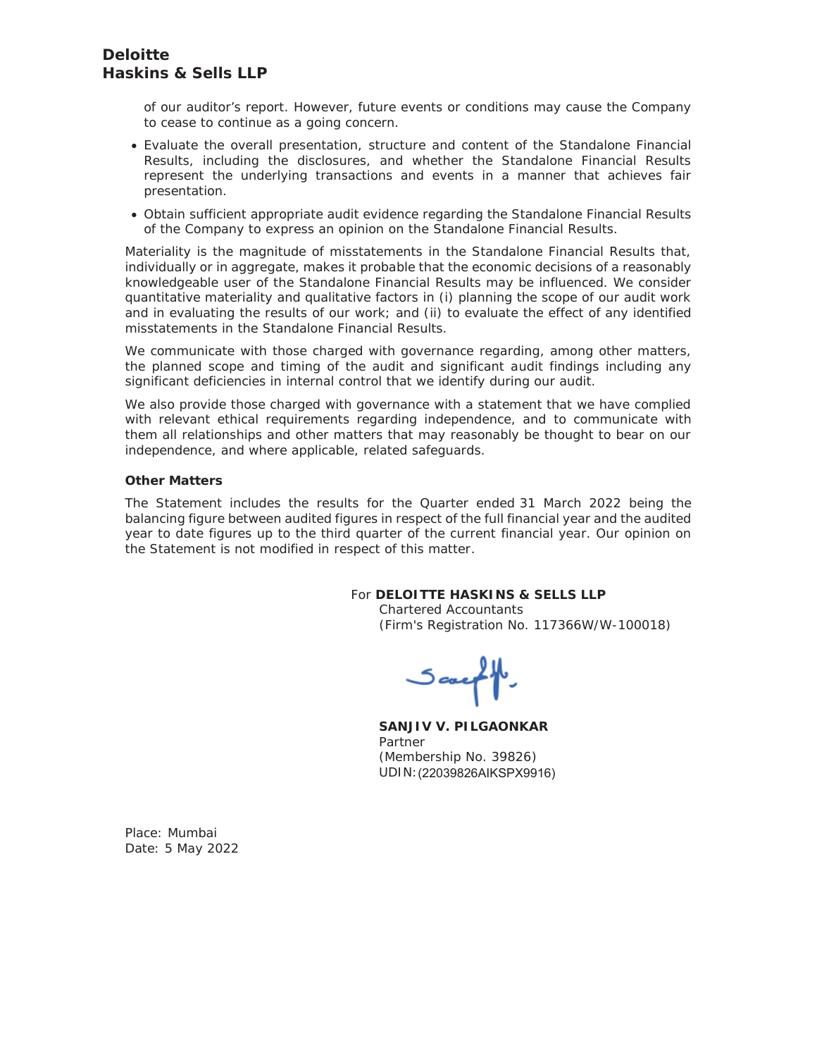of our auditor's report. However, future events or conditions may cause the Company to cease to continue as a going concern.

- Evaluate the overall presentation, structure and content of the Standalone Financial Results, including the disclosures, and whether the Standalone Financial Results represent the underlying transactions and events in a manner that achieves fair presentation.
- Obtain sufficient appropriate audit evidence regarding the Standalone Financial Results of the Company to express an opinion on the Standalone Financial Results.

Materiality is the magnitude of misstatements in the Standalone Financial Results that, individually or in aggregate, makes it probable that the economic decisions of a reasonably knowledgeable user of the Standalone Financial Results may be influenced. We consider quantitative materiality and qualitative factors in (i) planning the scope of our audit work and in evaluating the results of our work; and (ii) to evaluate the effect of any identified misstatements in the Standalone Financial Results.

We communicate with those charged with governance regarding, among other matters, the planned scope and timing of the audit and significant audit findings including any significant deficiencies in internal control that we identify during our audit.

We also provide those charged with governance with a statement that we have complied with relevant ethical requirements regarding independence, and to communicate with them all relationships and other matters that may reasonably be thought to bear on our independence, and where applicable, related safeguards.

**Other Matters**

The Statement includes the results for the Quarter ended 31 March 2022 being the balancing figure between audited figures in respect of the full financial year and the audited year to date figures up to the third quarter of the current financial year. Our opinion on the Statement is not modified in respect of this matter.

For **DELOITTE HASKINS & SELLS LLP**
Chartered Accountants
(Firm's Registration No. 117366W/W-100018)

**SANJIV V. PILGAONKAR**
Partner
(Membership No. 39826)
UDIN: (22039826AIKSPX9916)

Place: Mumbai
Date: 5 May 2022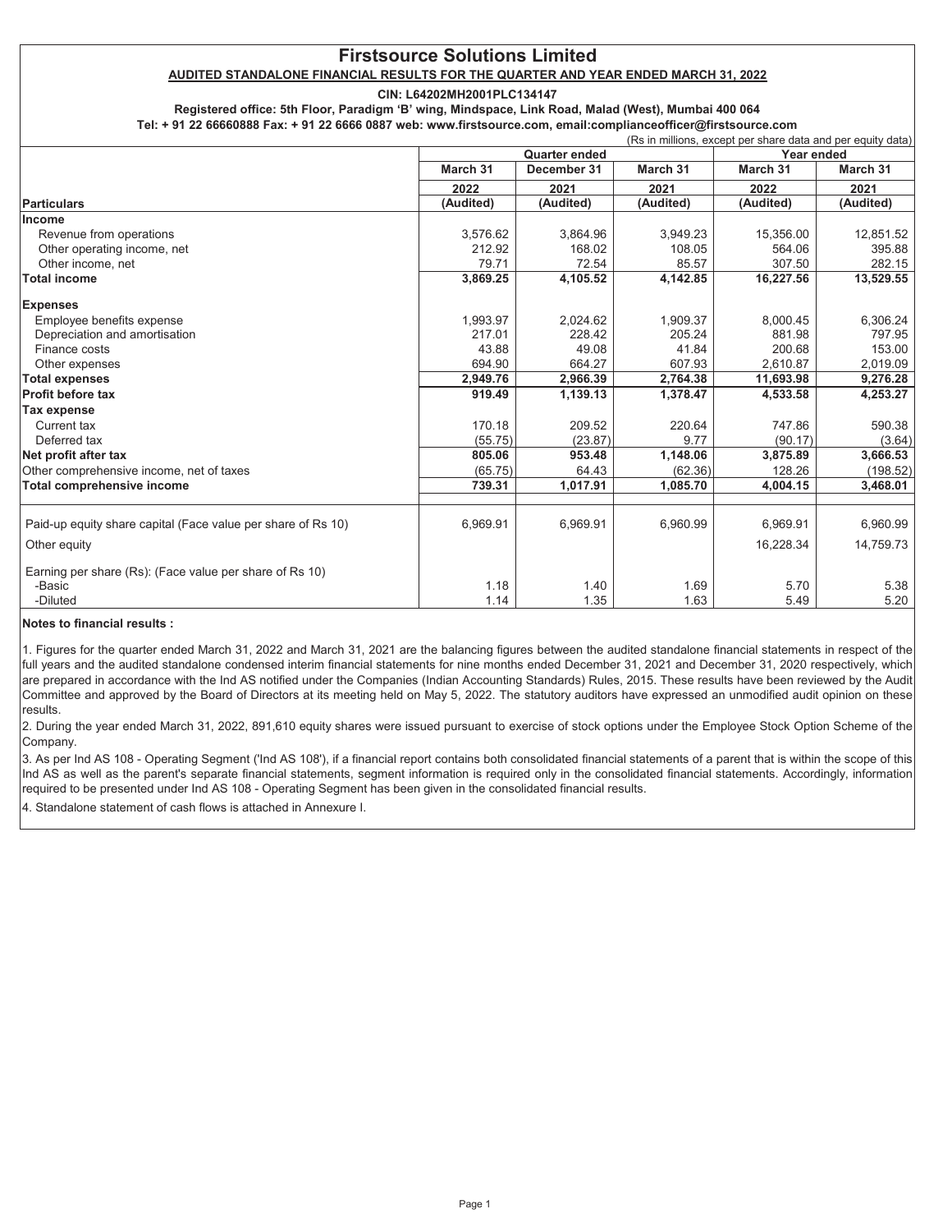# Firstsource Solutions Limited

**AUDITED STANDALONE FINANCIAL RESULTS FOR THE QUARTER AND YEAR ENDED MARCH 31, 2022**

**CIN: L64202MH2001PLC134147**

**Registered office: 5th Floor, Paradigm 'B' wing, Mindspace, Link Road, Malad (West), Mumbai 400 064**

**Tel: + 91 22 66660888 Fax: + 91 22 6666 0887 web: www.firstsource.com, email:complianceofficer@firstsource.com**

(Rs in millions, except per share data and per equity data)

| Particulars | Quarter ended | | | Year ended | |
|---|---|---|---|---|---|
| | March 31 2022 (Audited) | December 31 2021 (Audited) | March 31 2021 (Audited) | March 31 2022 (Audited) | March 31 2021 (Audited) |
| **Income** | | | | | |
| Revenue from operations | 3,576.62 | 3,864.96 | 3,949.23 | 15,356.00 | 12,851.52 |
| Other operating income, net | 212.92 | 168.02 | 108.05 | 564.06 | 395.88 |
| Other income, net | 79.71 | 72.54 | 85.57 | 307.50 | 282.15 |
| **Total income** | **3,869.25** | **4,105.52** | **4,142.85** | **16,227.56** | **13,529.55** |
| **Expenses** | | | | | |
| Employee benefits expense | 1,993.97 | 2,024.62 | 1,909.37 | 8,000.45 | 6,306.24 |
| Depreciation and amortisation | 217.01 | 228.42 | 205.24 | 881.98 | 797.95 |
| Finance costs | 43.88 | 49.08 | 41.84 | 200.68 | 153.00 |
| Other expenses | 694.90 | 664.27 | 607.93 | 2,610.87 | 2,019.09 |
| **Total expenses** | **2,949.76** | **2,966.39** | **2,764.38** | **11,693.98** | **9,276.28** |
| **Profit before tax** | **919.49** | **1,139.13** | **1,378.47** | **4,533.58** | **4,253.27** |
| **Tax expense** | | | | | |
| Current tax | 170.18 | 209.52 | 220.64 | 747.86 | 590.38 |
| Deferred tax | (55.75) | (23.87) | 9.77 | (90.17) | (3.64) |
| **Net profit after tax** | **805.06** | **953.48** | **1,148.06** | **3,875.89** | **3,666.53** |
| Other comprehensive income, net of taxes | (65.75) | 64.43 | (62.36) | 128.26 | (198.52) |
| **Total comprehensive income** | **739.31** | **1,017.91** | **1,085.70** | **4,004.15** | **3,468.01** |
| Paid-up equity share capital (Face value per share of Rs 10) | 6,969.91 | 6,969.91 | 6,960.99 | 6,969.91 | 6,960.99 |
| Other equity | | | | 16,228.34 | 14,759.73 |
| Earning per share (Rs): (Face value per share of Rs 10) | | | | | |
| -Basic | 1.18 | 1.40 | 1.69 | 5.70 | 5.38 |
| -Diluted | 1.14 | 1.35 | 1.63 | 5.49 | 5.20 |

**Notes to financial results :**

1. Figures for the quarter ended March 31, 2022 and March 31, 2021 are the balancing figures between the audited standalone financial statements in respect of the full years and the audited standalone condensed interim financial statements for nine months ended December 31, 2021 and December 31, 2020 respectively, which are prepared in accordance with the Ind AS notified under the Companies (Indian Accounting Standards) Rules, 2015. These results have been reviewed by the Audit Committee and approved by the Board of Directors at its meeting held on May 5, 2022. The statutory auditors have expressed an unmodified audit opinion on these results.

2. During the year ended March 31, 2022, 891,610 equity shares were issued pursuant to exercise of stock options under the Employee Stock Option Scheme of the Company.

3. As per Ind AS 108 - Operating Segment ('Ind AS 108'), if a financial report contains both consolidated financial statements of a parent that is within the scope of this Ind AS as well as the parent's separate financial statements, segment information is required only in the consolidated financial statements. Accordingly, information required to be presented under Ind AS 108 - Operating Segment has been given in the consolidated financial results.

4. Standalone statement of cash flows is attached in Annexure I.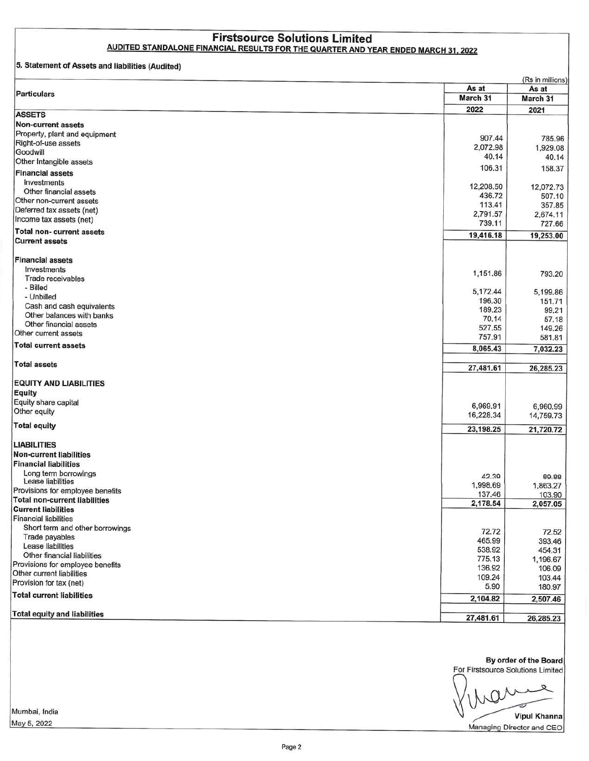# Firstsource Solutions Limited

## AUDITED STANDALONE FINANCIAL RESULTS FOR THE QUARTER AND YEAR ENDED MARCH 31, 2022

### 5. Statement of Assets and liabilities (Audited)

(Rs in millions)

| Particulars | As at March 31 2022 | As at March 31 2021 |
|---|---|---|
| **ASSETS** | | |
| **Non-current assets** | | |
| Property, plant and equipment | 907.44 | 785.96 |
| Right-of-use assets | 2,072.98 | 1,929.08 |
| Goodwill | 40.14 | 40.14 |
| Other Intangible assets | 106.31 | 158.37 |
| **Financial assets** | | |
| Investments | 12,208.50 | 12,072.73 |
| Other financial assets | 436.72 | 507.10 |
| Other non-current assets | 113.41 | 357.85 |
| Deferred tax assets (net) | 2,791.57 | 2,674.11 |
| Income tax assets (net) | 739.11 | 727.66 |
| **Total non- current assets** | **19,416.18** | **19,253.00** |
| **Current assets** | | |
| **Financial assets** | | |
| Investments | 1,151.86 | 793.20 |
| Trade receivables | | |
| - Billed | 5,172.44 | 5,199.86 |
| - Unbilled | 196.30 | 151.71 |
| Cash and cash equivalents | 189.23 | 99.21 |
| Other balances with banks | 70.14 | 57.18 |
| Other financial assets | 527.55 | 149.26 |
| Other current assets | 757.91 | 581.81 |
| **Total current assets** | **8,065.43** | **7,032.23** |
| **Total assets** | **27,481.61** | **26,285.23** |
| **EQUITY AND LIABILITIES** | | |
| **Equity** | | |
| Equity share capital | 6,969.91 | 6,960.99 |
| Other equity | 16,228.34 | 14,759.73 |
| **Total equity** | **23,198.25** | **21,720.72** |
| **LIABILITIES** | | |
| **Non-current liabilities** | | |
| **Financial liabilities** | | |
| Long term borrowings | 42.39 | 89.88 |
| Lease liabilities | 1,998.69 | 1,863.27 |
| Provisions for employee benefits | 137.46 | 103.90 |
| **Total non-current liabilities** | **2,178.54** | **2,057.05** |
| **Current liabilities** | | |
| Financial liabilities | | |
| Short term and other borrowings | 72.72 | 72.52 |
| Trade payables | 465.99 | 393.46 |
| Lease liabilities | 538.92 | 454.31 |
| Other financial liabilities | 775.13 | 1,196.67 |
| Provisions for employee benefits | 136.92 | 106.09 |
| Other current liabilities | 109.24 | 103.44 |
| Provision for tax (net) | 5.90 | 180.97 |
| **Total current liabilities** | **2,104.82** | **2,507.46** |
| **Total equity and liabilities** | **27,481.61** | **26,285.23** |

Mumbai, India
May 5, 2022

**By order of the Board**
For Firstsource Solutions Limited

**Vipul Khanna**
Managing Director and CEO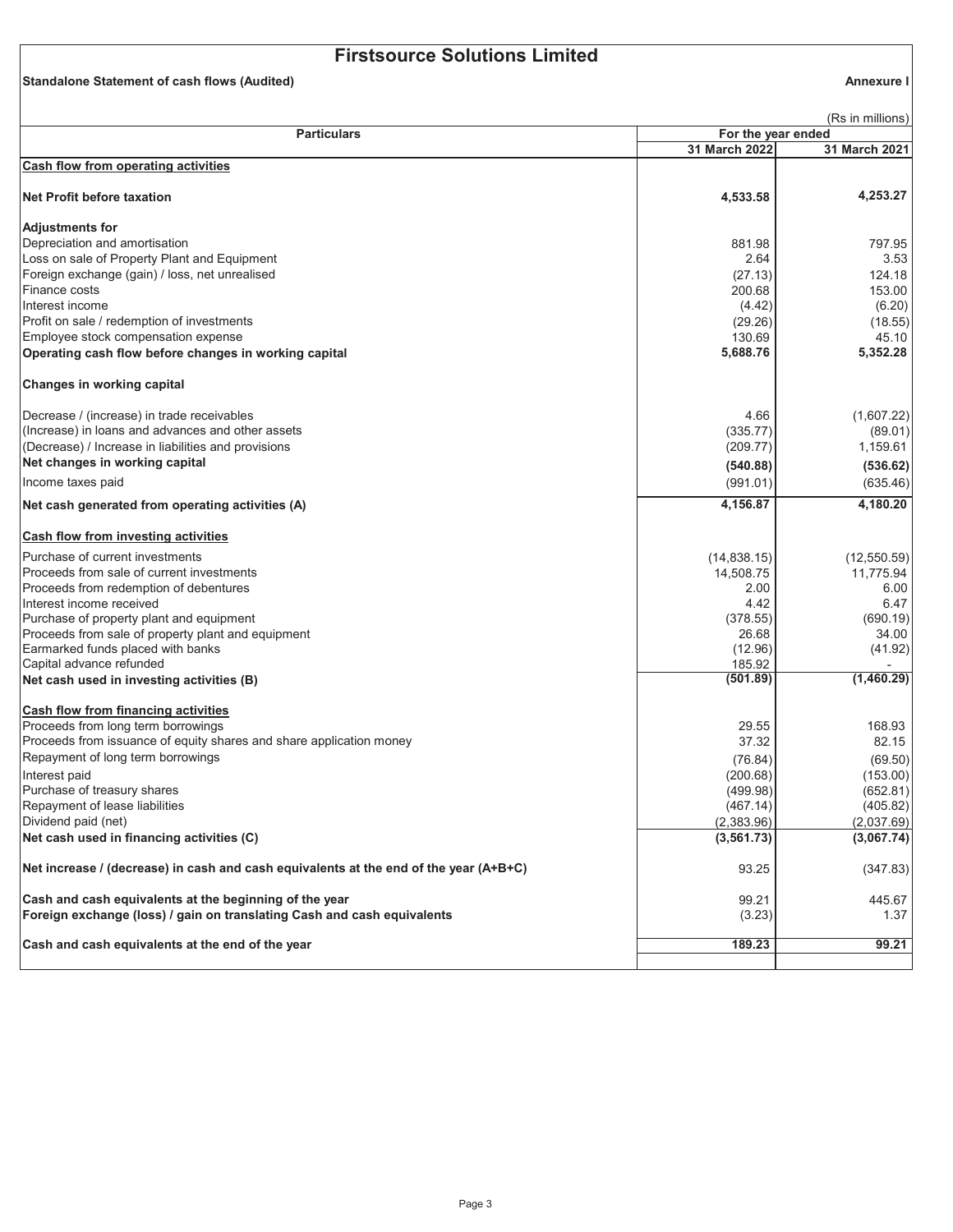# Firstsource Solutions Limited

**Standalone Statement of cash flows (Audited)** **Annexure I**

(Rs in millions)

| Particulars | For the year ended 31 March 2022 | For the year ended 31 March 2021 |
|---|---|---|
| **Cash flow from operating activities** | | |
| **Net Profit before taxation** | **4,533.58** | **4,253.27** |
| **Adjustments for** | | |
| Depreciation and amortisation | 881.98 | 797.95 |
| Loss on sale of Property Plant and Equipment | 2.64 | 3.53 |
| Foreign exchange (gain) / loss, net unrealised | (27.13) | 124.18 |
| Finance costs | 200.68 | 153.00 |
| Interest income | (4.42) | (6.20) |
| Profit on sale / redemption of investments | (29.26) | (18.55) |
| Employee stock compensation expense | 130.69 | 45.10 |
| **Operating cash flow before changes in working capital** | **5,688.76** | **5,352.28** |
| **Changes in working capital** | | |
| Decrease / (increase) in trade receivables | 4.66 | (1,607.22) |
| (Increase) in loans and advances and other assets | (335.77) | (89.01) |
| (Decrease) / Increase in liabilities and provisions | (209.77) | 1,159.61 |
| **Net changes in working capital** | **(540.88)** | **(536.62)** |
| Income taxes paid | (991.01) | (635.46) |
| **Net cash generated from operating activities (A)** | **4,156.87** | **4,180.20** |
| **Cash flow from investing activities** | | |
| Purchase of current investments | (14,838.15) | (12,550.59) |
| Proceeds from sale of current investments | 14,508.75 | 11,775.94 |
| Proceeds from redemption of debentures | 2.00 | 6.00 |
| Interest income received | 4.42 | 6.47 |
| Purchase of property plant and equipment | (378.55) | (690.19) |
| Proceeds from sale of property plant and equipment | 26.68 | 34.00 |
| Earmarked funds placed with banks | (12.96) | (41.92) |
| Capital advance refunded | 185.92 | - |
| **Net cash used in investing activities (B)** | **(501.89)** | **(1,460.29)** |
| **Cash flow from financing activities** | | |
| Proceeds from long term borrowings | 29.55 | 168.93 |
| Proceeds from issuance of equity shares and share application money | 37.32 | 82.15 |
| Repayment of long term borrowings | (76.84) | (69.50) |
| Interest paid | (200.68) | (153.00) |
| Purchase of treasury shares | (499.98) | (652.81) |
| Repayment of lease liabilities | (467.14) | (405.82) |
| Dividend paid (net) | (2,383.96) | (2,037.69) |
| **Net cash used in financing activities (C)** | **(3,561.73)** | **(3,067.74)** |
| **Net increase / (decrease) in cash and cash equivalents at the end of the year (A+B+C)** | 93.25 | (347.83) |
| **Cash and cash equivalents at the beginning of the year** | 99.21 | 445.67 |
| **Foreign exchange (loss) / gain on translating Cash and cash equivalents** | (3.23) | 1.37 |
| **Cash and cash equivalents at the end of the year** | **189.23** | **99.21** |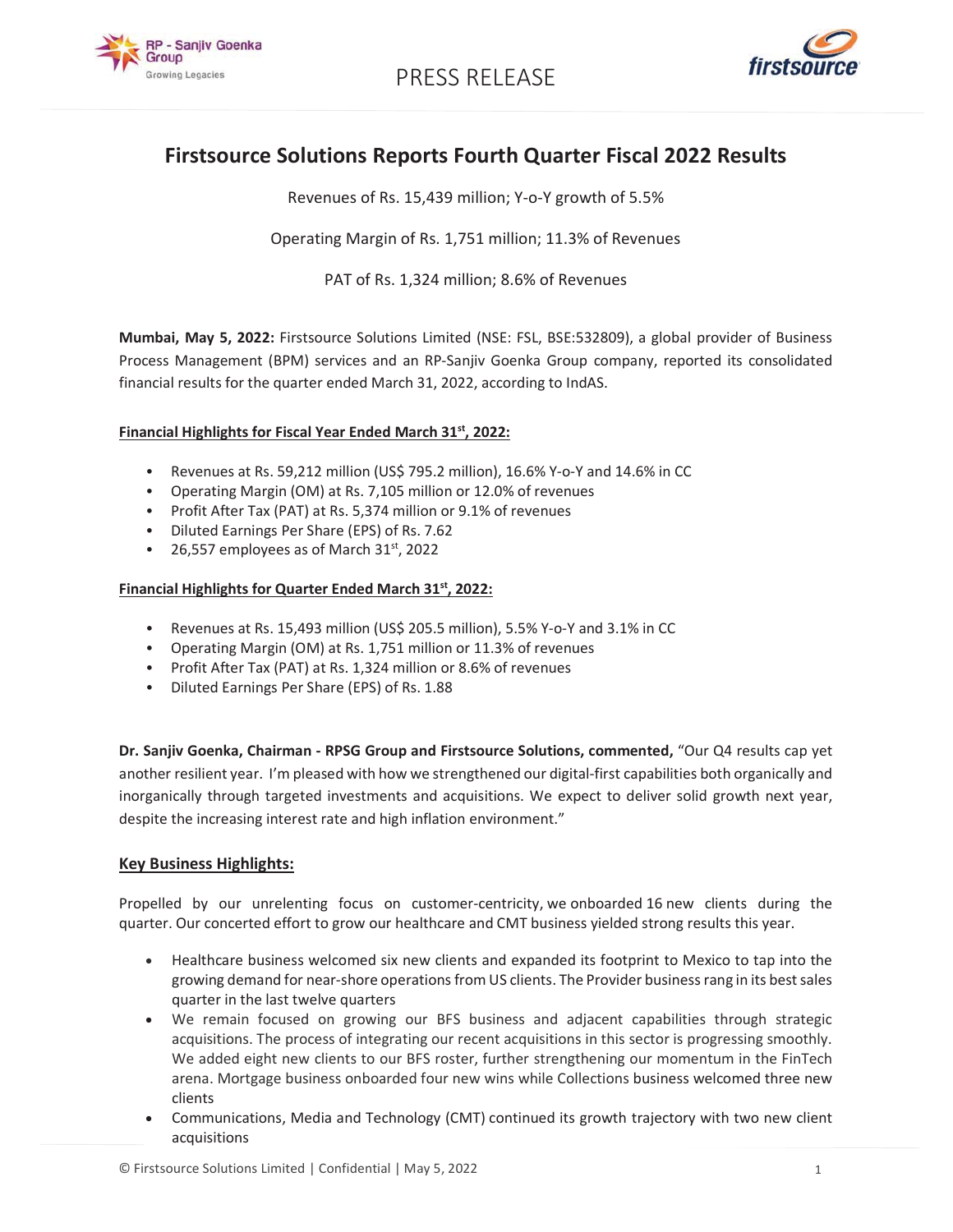PRESS RELEASE

# Firstsource Solutions Reports Fourth Quarter Fiscal 2022 Results

Revenues of Rs. 15,439 million; Y-o-Y growth of 5.5%

Operating Margin of Rs. 1,751 million; 11.3% of Revenues

PAT of Rs. 1,324 million; 8.6% of Revenues

**Mumbai, May 5, 2022:** Firstsource Solutions Limited (NSE: FSL, BSE:532809), a global provider of Business Process Management (BPM) services and an RP-Sanjiv Goenka Group company, reported its consolidated financial results for the quarter ended March 31, 2022, according to IndAS.

**Financial Highlights for Fiscal Year Ended March 31st, 2022:**

- Revenues at Rs. 59,212 million (US$ 795.2 million), 16.6% Y-o-Y and 14.6% in CC
- Operating Margin (OM) at Rs. 7,105 million or 12.0% of revenues
- Profit After Tax (PAT) at Rs. 5,374 million or 9.1% of revenues
- Diluted Earnings Per Share (EPS) of Rs. 7.62
- 26,557 employees as of March 31st, 2022

**Financial Highlights for Quarter Ended March 31st, 2022:**

- Revenues at Rs. 15,493 million (US$ 205.5 million), 5.5% Y-o-Y and 3.1% in CC
- Operating Margin (OM) at Rs. 1,751 million or 11.3% of revenues
- Profit After Tax (PAT) at Rs. 1,324 million or 8.6% of revenues
- Diluted Earnings Per Share (EPS) of Rs. 1.88

**Dr. Sanjiv Goenka, Chairman - RPSG Group and Firstsource Solutions, commented,** "Our Q4 results cap yet another resilient year. I'm pleased with how we strengthened our digital-first capabilities both organically and inorganically through targeted investments and acquisitions. We expect to deliver solid growth next year, despite the increasing interest rate and high inflation environment."

## Key Business Highlights:

Propelled by our unrelenting focus on customer-centricity, we onboarded 16 new clients during the quarter. Our concerted effort to grow our healthcare and CMT business yielded strong results this year.

- Healthcare business welcomed six new clients and expanded its footprint to Mexico to tap into the growing demand for near-shore operations from US clients. The Provider business rang in its best sales quarter in the last twelve quarters
- We remain focused on growing our BFS business and adjacent capabilities through strategic acquisitions. The process of integrating our recent acquisitions in this sector is progressing smoothly. We added eight new clients to our BFS roster, further strengthening our momentum in the FinTech arena. Mortgage business onboarded four new wins while Collections business welcomed three new clients
- Communications, Media and Technology (CMT) continued its growth trajectory with two new client acquisitions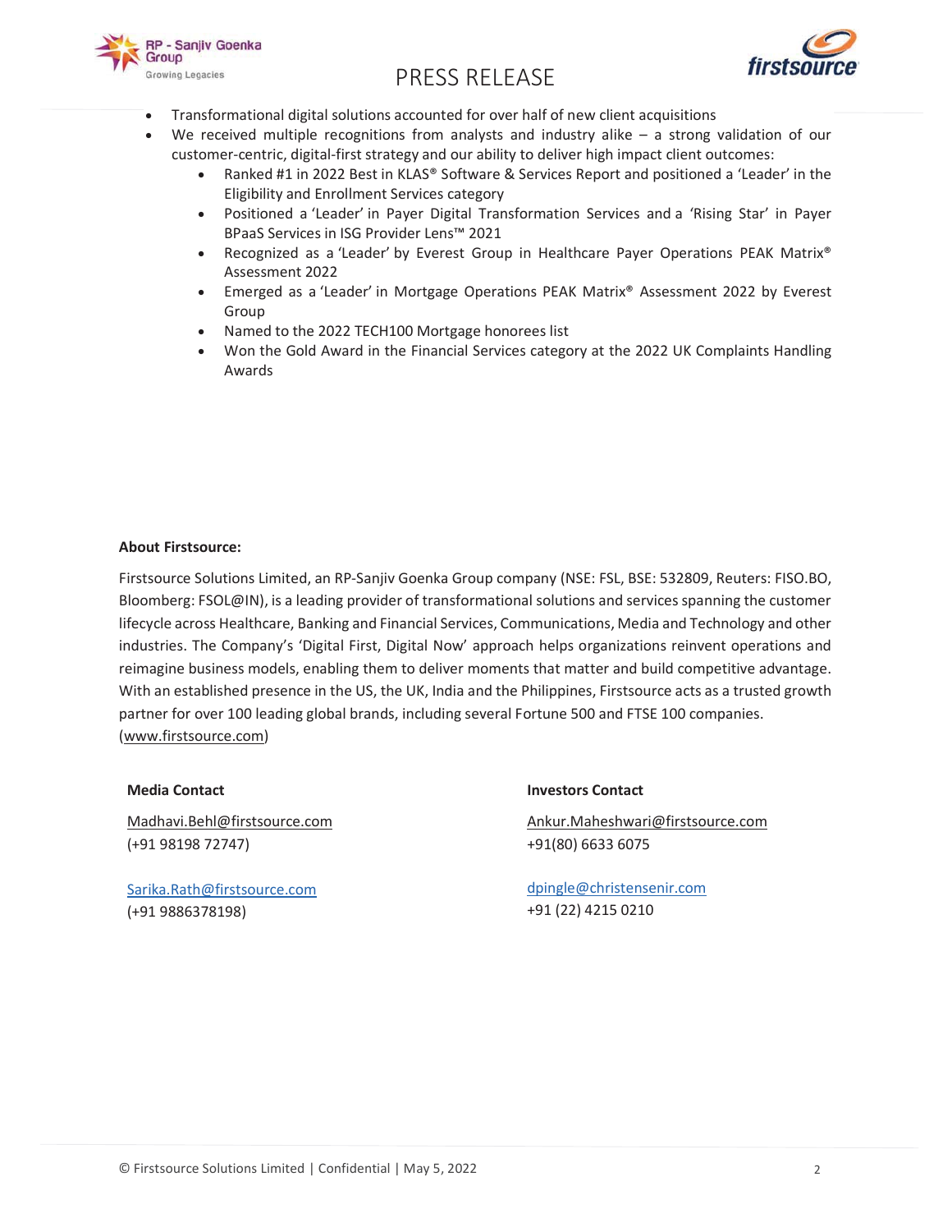- Transformational digital solutions accounted for over half of new client acquisitions
- We received multiple recognitions from analysts and industry alike – a strong validation of our customer-centric, digital-first strategy and our ability to deliver high impact client outcomes:
  - Ranked #1 in 2022 Best in KLAS® Software & Services Report and positioned a 'Leader' in the Eligibility and Enrollment Services category
  - Positioned a 'Leader' in Payer Digital Transformation Services and a 'Rising Star' in Payer BPaaS Services in ISG Provider Lens™ 2021
  - Recognized as a 'Leader' by Everest Group in Healthcare Payer Operations PEAK Matrix® Assessment 2022
  - Emerged as a 'Leader' in Mortgage Operations PEAK Matrix® Assessment 2022 by Everest Group
  - Named to the 2022 TECH100 Mortgage honorees list
  - Won the Gold Award in the Financial Services category at the 2022 UK Complaints Handling Awards

**About Firstsource:**

Firstsource Solutions Limited, an RP-Sanjiv Goenka Group company (NSE: FSL, BSE: 532809, Reuters: FISO.BO, Bloomberg: FSOL@IN), is a leading provider of transformational solutions and services spanning the customer lifecycle across Healthcare, Banking and Financial Services, Communications, Media and Technology and other industries. The Company's 'Digital First, Digital Now' approach helps organizations reinvent operations and reimagine business models, enabling them to deliver moments that matter and build competitive advantage. With an established presence in the US, the UK, India and the Philippines, Firstsource acts as a trusted growth partner for over 100 leading global brands, including several Fortune 500 and FTSE 100 companies. (www.firstsource.com)

**Media Contact**

Madhavi.Behl@firstsource.com
(+91 98198 72747)

Sarika.Rath@firstsource.com
(+91 9886378198)

**Investors Contact**

Ankur.Maheshwari@firstsource.com
+91(80) 6633 6075

dpingle@christensenir.com
+91 (22) 4215 0210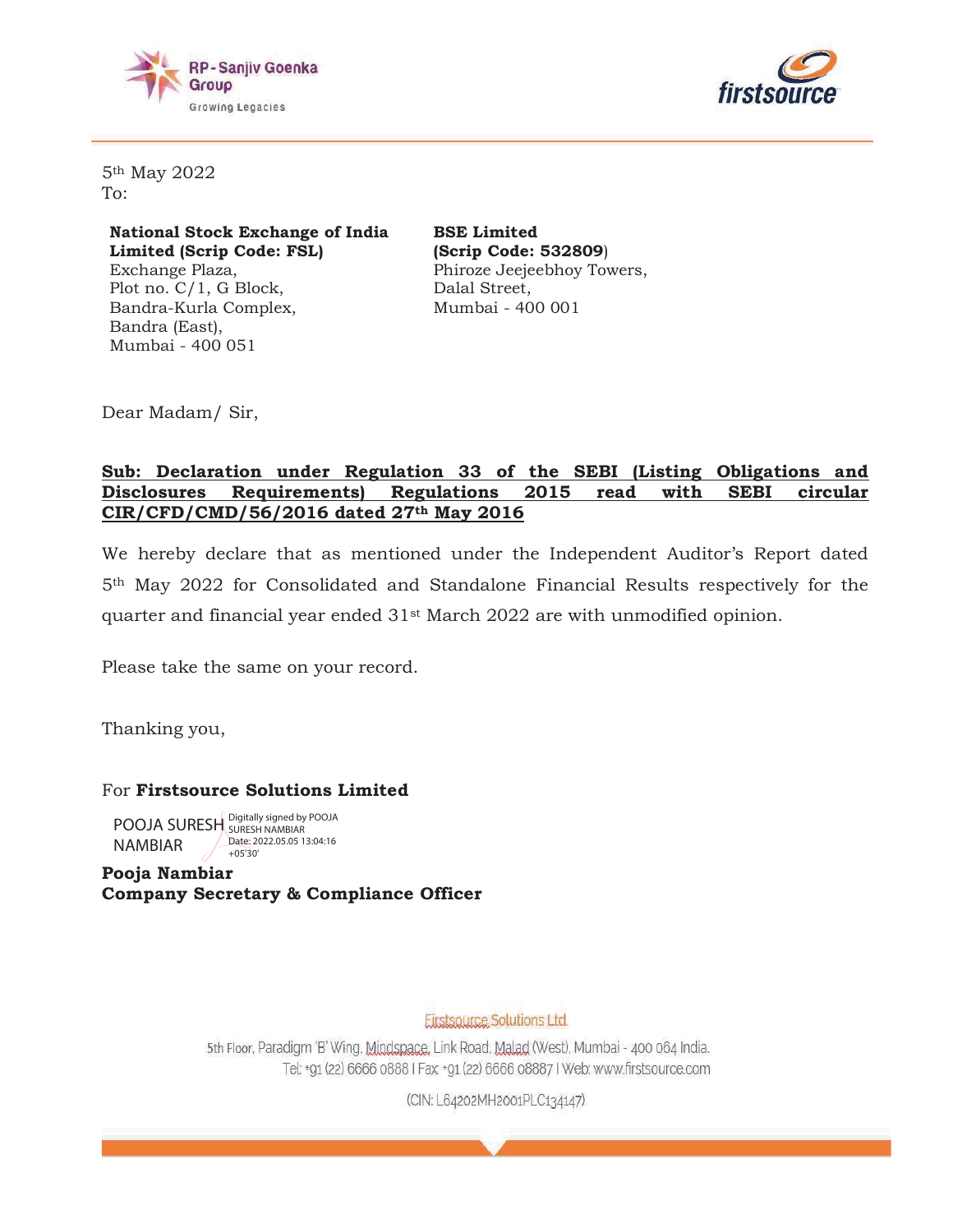5th May 2022
To:

**National Stock Exchange of India Limited (Scrip Code: FSL)**
Exchange Plaza,
Plot no. C/1, G Block,
Bandra-Kurla Complex,
Bandra (East),
Mumbai - 400 051

**BSE Limited**
**(Scrip Code: 532809)**
Phiroze Jeejeebhoy Towers,
Dalal Street,
Mumbai - 400 001

Dear Madam/ Sir,

**Sub: Declaration under Regulation 33 of the SEBI (Listing Obligations and Disclosures Requirements) Regulations 2015 read with SEBI circular CIR/CFD/CMD/56/2016 dated 27th May 2016**

We hereby declare that as mentioned under the Independent Auditor's Report dated 5th May 2022 for Consolidated and Standalone Financial Results respectively for the quarter and financial year ended 31st March 2022 are with unmodified opinion.

Please take the same on your record.

Thanking you,

For **Firstsource Solutions Limited**

POOJA SURESH NAMBIAR
Digitally signed by POOJA SURESH NAMBIAR
Date: 2022.05.05 13:04:16 +05'30'

**Pooja Nambiar**
**Company Secretary & Compliance Officer**

Firstsource Solutions Ltd
5th Floor, Paradigm 'B' Wing, Mindspace, Link Road, Malad (West), Mumbai - 400 064 India.
Tel: +91 (22) 6666 0888 | Fax: +91 (22) 6666 08887 | Web: www.firstsource.com
(CIN: L64202MH2001PLC134147)